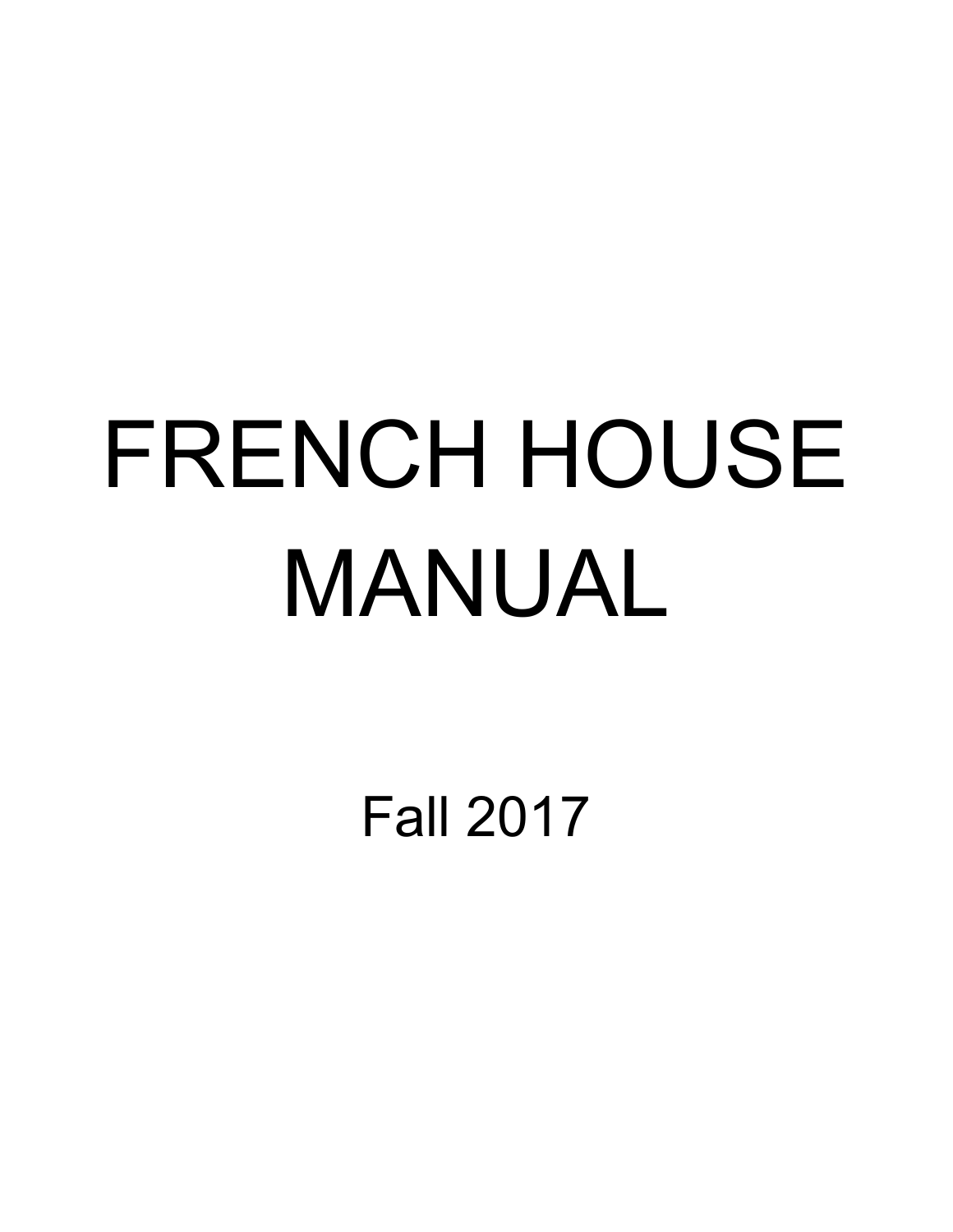# FRENCH HOUSE MANUAL

Fall 2017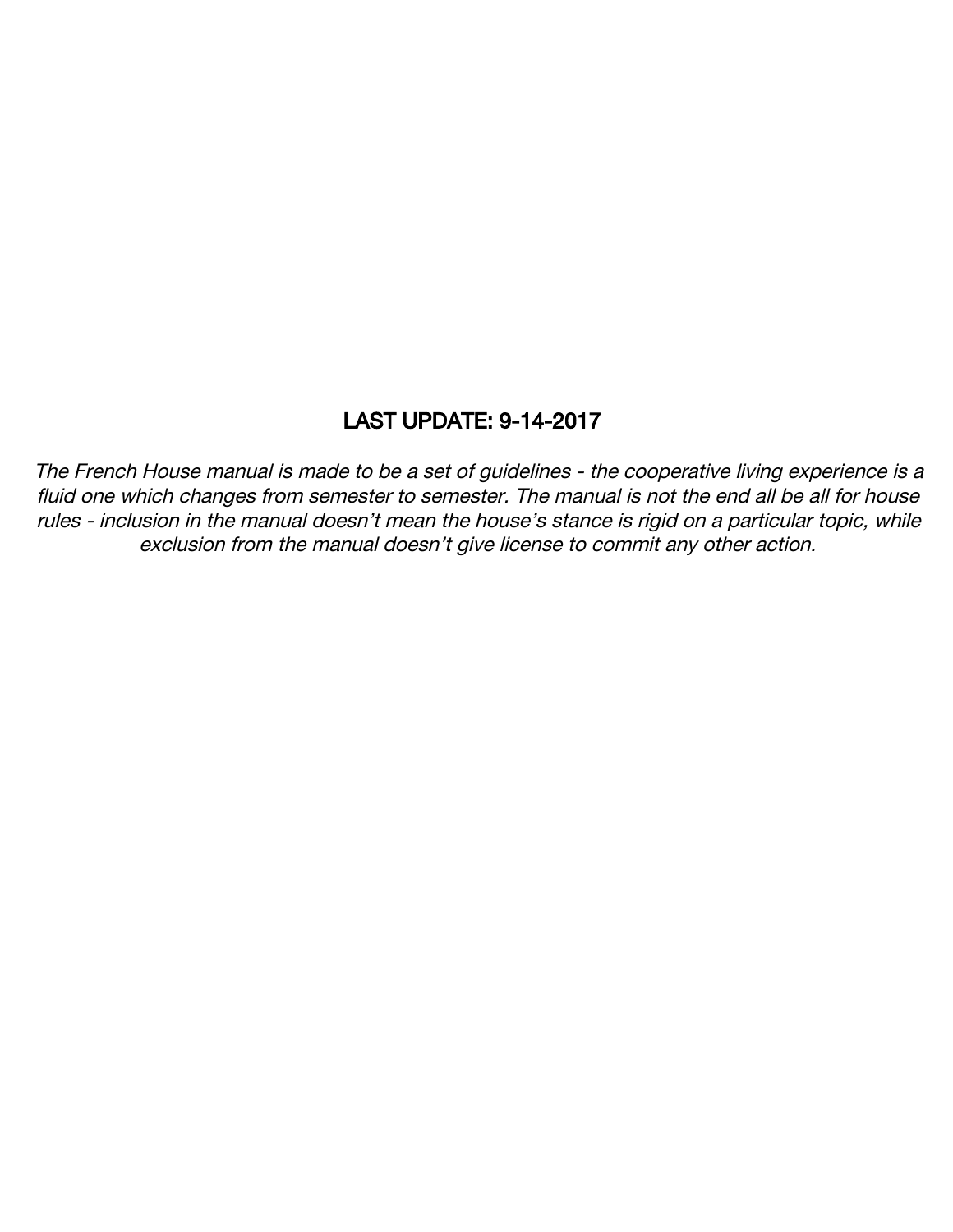**LAST UPDATE: 9-14-2017**

*The French House manual is made to be a set of guidelines - the cooperative living experience is a fluid one which changes from semester to semester. The manual is not the end all be all for house rules - inclusion in the manual doesn't mean the house's stance is rigid on a particular topic, while exclusion from the manual doesn't give license to commit any other action.*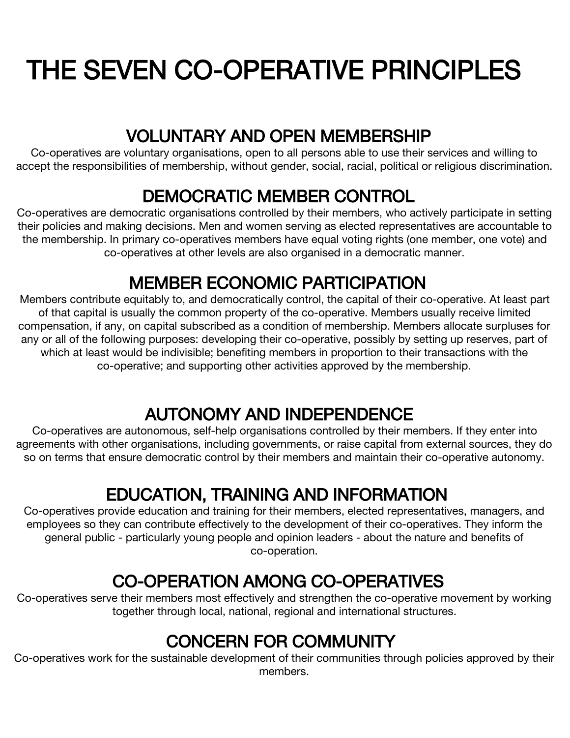# THE SEVEN CO-OPERATIVE PRINCIPLES

## VOLUNTARY AND OPEN MEMBERSHIP

Co-operatives are voluntary organisations, open to all persons able to use their services and willing to accept the responsibilities of membership, without gender, social, racial, political or religious discrimination.

## DEMOCRATIC MEMBER CONTROL

Co-operatives are democratic organisations controlled by their members, who actively participate in setting their policies and making decisions. Men and women serving as elected representatives are accountable to the membership. In primary co-operatives members have equal voting rights (one member, one vote) and co-operatives at other levels are also organised in a democratic manner.

## MEMBER ECONOMIC PARTICIPATION

Members contribute equitably to, and democratically control, the capital of their co-operative. At least part of that capital is usually the common property of the co-operative. Members usually receive limited compensation, if any, on capital subscribed as a condition of membership. Members allocate surpluses for any or all of the following purposes: developing their co-operative, possibly by setting up reserves, part of which at least would be indivisible; benefiting members in proportion to their transactions with the co-operative; and supporting other activities approved by the membership.

## AUTONOMY AND INDEPENDENCE

Co-operatives are autonomous, self-help organisations controlled by their members. If they enter into agreements with other organisations, including governments, or raise capital from external sources, they do so on terms that ensure democratic control by their members and maintain their co-operative autonomy.

## EDUCATION, TRAINING AND INFORMATION

Co-operatives provide education and training for their members, elected representatives, managers, and employees so they can contribute effectively to the development of their co-operatives. They inform the general public - particularly young people and opinion leaders - about the nature and benefits of co-operation.

## CO-OPERATION AMONG CO-OPERATIVES

Co-operatives serve their members most effectively and strengthen the co-operative movement by working together through local, national, regional and international structures.

## CONCERN FOR COMMUNITY

Co-operatives work for the sustainable development of their communities through policies approved by their members.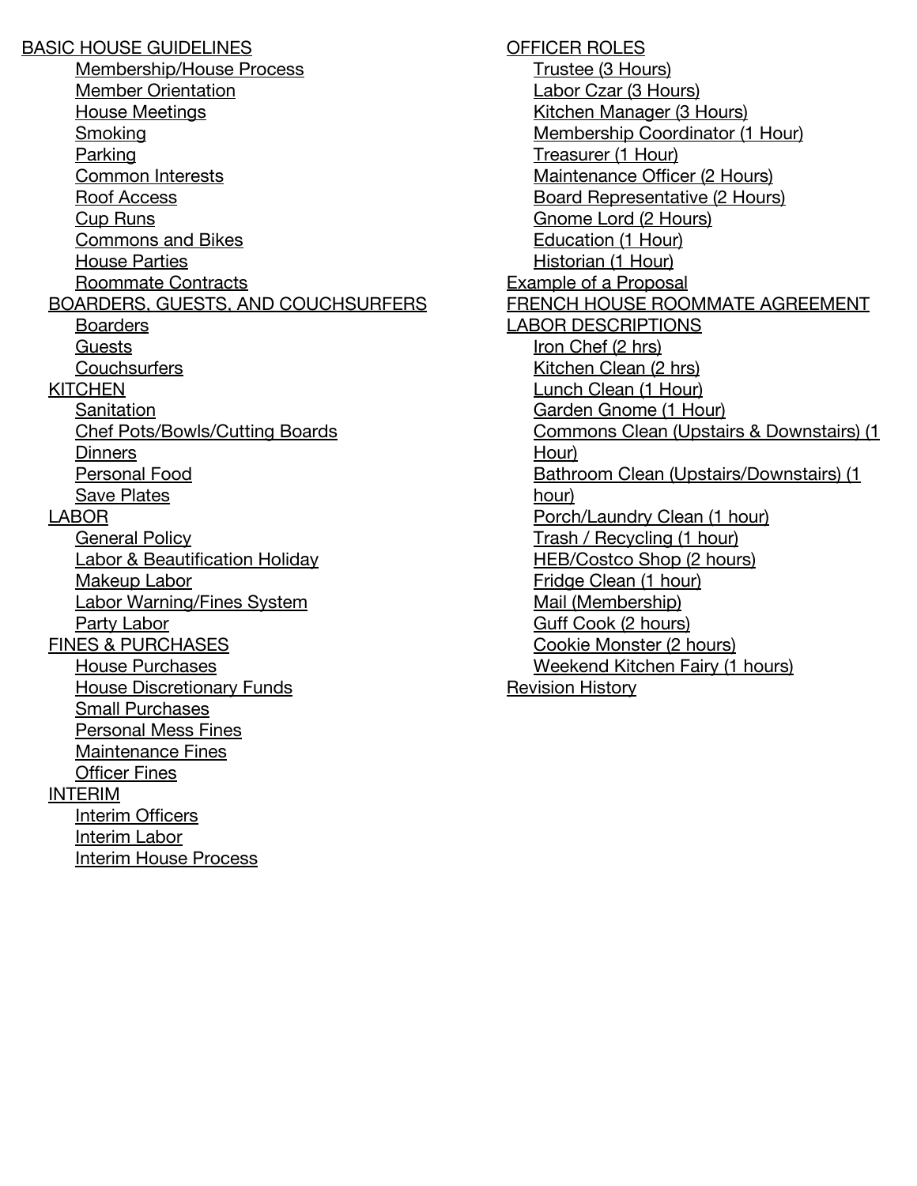- BASIC HOUSE GUIDELINES
  - Membership/House Process
  - Member Orientation
  - House Meetings
  - Smoking
  - Parking
  - Common Interests
  - Roof Access
  - Cup Runs
  - Commons and Bikes
  - House Parties
  - Roommate Contracts
- BOARDERS, GUESTS, AND COUCHSURFERS
  - Boarders
  - Guests
  - Couchsurfers
- KITCHEN
  - Sanitation
  - Chef Pots/Bowls/Cutting Boards
  - Dinners
  - Personal Food
  - Save Plates
- LABOR
  - General Policy
  - Labor & Beautification Holiday
  - Makeup Labor
  - Labor Warning/Fines System
  - Party Labor
- FINES & PURCHASES
  - House Purchases
  - House Discretionary Funds
  - Small Purchases
  - Personal Mess Fines
  - Maintenance Fines
  - Officer Fines
- INTERIM
  - Interim Officers
  - Interim Labor
  - Interim House Process
- OFFICER ROLES
  - Trustee (3 Hours)
  - Labor Czar (3 Hours)
  - Kitchen Manager (3 Hours)
  - Membership Coordinator (1 Hour)
  - Treasurer (1 Hour)
  - Maintenance Officer (2 Hours)
  - Board Representative (2 Hours)
  - Gnome Lord (2 Hours)
  - Education (1 Hour)
  - Historian (1 Hour)
- Example of a Proposal
- FRENCH HOUSE ROOMMATE AGREEMENT
- LABOR DESCRIPTIONS
  - Iron Chef (2 hrs)
  - Kitchen Clean (2 hrs)
  - Lunch Clean (1 Hour)
  - Garden Gnome (1 Hour)
  - Commons Clean (Upstairs & Downstairs) (1 Hour)
  - Bathroom Clean (Upstairs/Downstairs) (1 hour)
  - Porch/Laundry Clean (1 hour)
  - Trash / Recycling (1 hour)
  - HEB/Costco Shop (2 hours)
  - Fridge Clean (1 hour)
  - Mail (Membership)
  - Guff Cook (2 hours)
  - Cookie Monster (2 hours)
  - Weekend Kitchen Fairy (1 hours)
- Revision History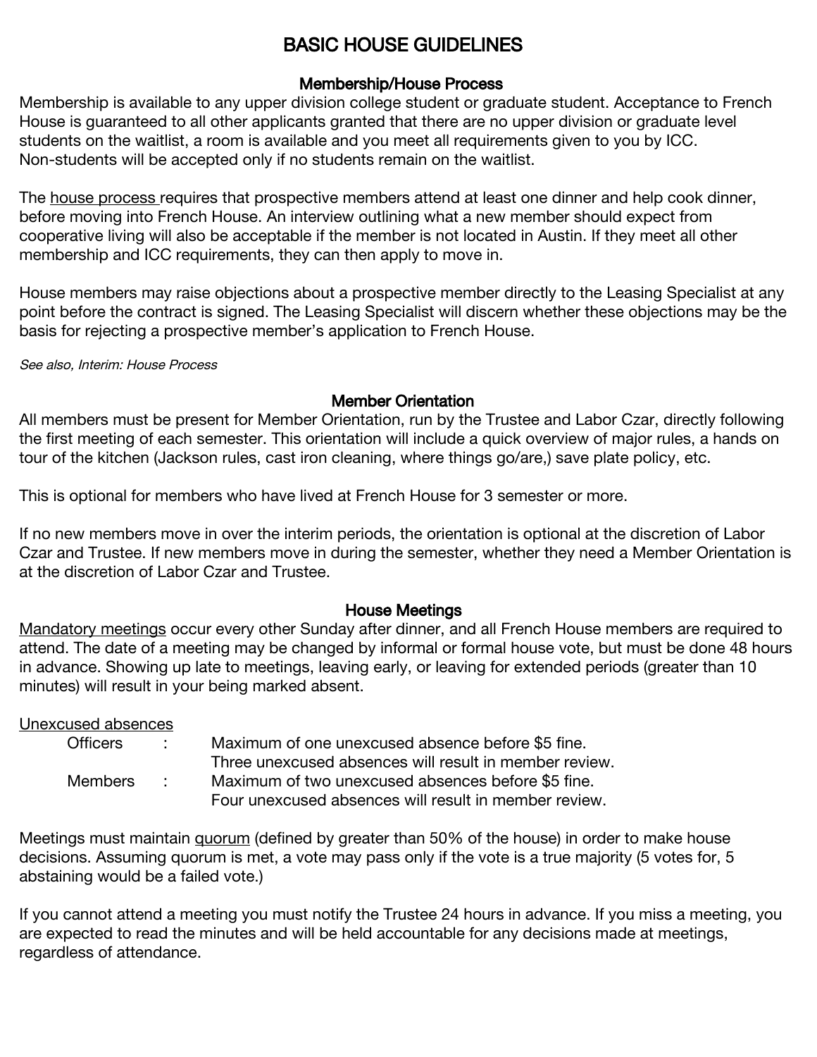# BASIC HOUSE GUIDELINES

## Membership/House Process

Membership is available to any upper division college student or graduate student. Acceptance to French House is guaranteed to all other applicants granted that there are no upper division or graduate level students on the waitlist, a room is available and you meet all requirements given to you by ICC. Non-students will be accepted only if no students remain on the waitlist.

The house process requires that prospective members attend at least one dinner and help cook dinner, before moving into French House. An interview outlining what a new member should expect from cooperative living will also be acceptable if the member is not located in Austin. If they meet all other membership and ICC requirements, they can then apply to move in.

House members may raise objections about a prospective member directly to the Leasing Specialist at any point before the contract is signed. The Leasing Specialist will discern whether these objections may be the basis for rejecting a prospective member's application to French House.

*See also, Interim: House Process*

## Member Orientation

All members must be present for Member Orientation, run by the Trustee and Labor Czar, directly following the first meeting of each semester. This orientation will include a quick overview of major rules, a hands on tour of the kitchen (Jackson rules, cast iron cleaning, where things go/are,) save plate policy, etc.

This is optional for members who have lived at French House for 3 semester or more.

If no new members move in over the interim periods, the orientation is optional at the discretion of Labor Czar and Trustee. If new members move in during the semester, whether they need a Member Orientation is at the discretion of Labor Czar and Trustee.

## House Meetings

Mandatory meetings occur every other Sunday after dinner, and all French House members are required to attend. The date of a meeting may be changed by informal or formal house vote, but must be done 48 hours in advance. Showing up late to meetings, leaving early, or leaving for extended periods (greater than 10 minutes) will result in your being marked absent.

Unexcused absences

- Officers : Maximum of one unexcused absence before $5 fine. Three unexcused absences will result in member review.
- Members : Maximum of two unexcused absences before $5 fine. Four unexcused absences will result in member review.

Meetings must maintain quorum (defined by greater than 50% of the house) in order to make house decisions. Assuming quorum is met, a vote may pass only if the vote is a true majority (5 votes for, 5 abstaining would be a failed vote.)

If you cannot attend a meeting you must notify the Trustee 24 hours in advance. If you miss a meeting, you are expected to read the minutes and will be held accountable for any decisions made at meetings, regardless of attendance.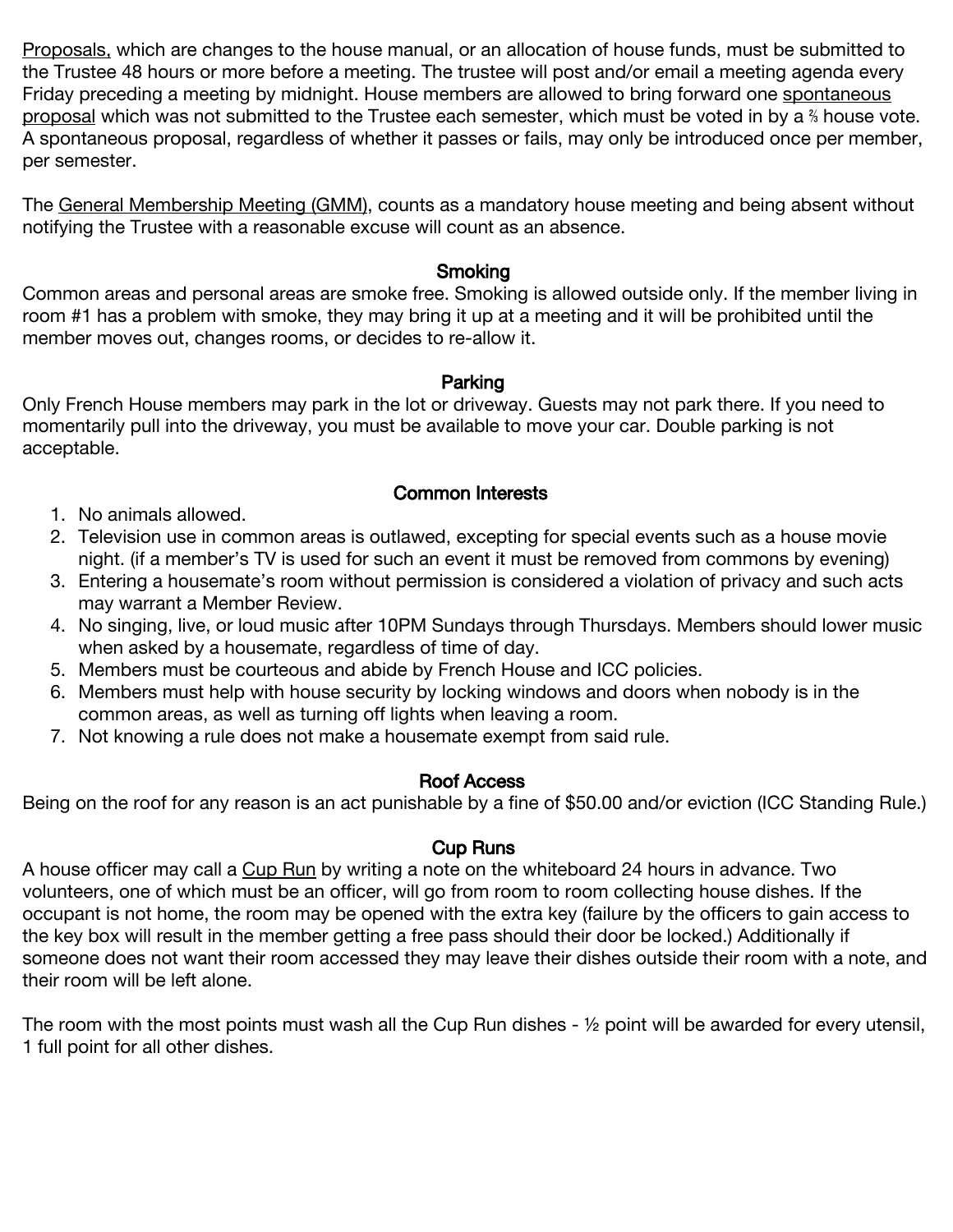Proposals, which are changes to the house manual, or an allocation of house funds, must be submitted to the Trustee 48 hours or more before a meeting. The trustee will post and/or email a meeting agenda every Friday preceding a meeting by midnight. House members are allowed to bring forward one spontaneous proposal which was not submitted to the Trustee each semester, which must be voted in by a ⅔ house vote. A spontaneous proposal, regardless of whether it passes or fails, may only be introduced once per member, per semester.

The General Membership Meeting (GMM), counts as a mandatory house meeting and being absent without notifying the Trustee with a reasonable excuse will count as an absence.

## Smoking

Common areas and personal areas are smoke free. Smoking is allowed outside only. If the member living in room #1 has a problem with smoke, they may bring it up at a meeting and it will be prohibited until the member moves out, changes rooms, or decides to re-allow it.

## Parking

Only French House members may park in the lot or driveway. Guests may not park there. If you need to momentarily pull into the driveway, you must be available to move your car. Double parking is not acceptable.

## Common Interests

1. No animals allowed.
2. Television use in common areas is outlawed, excepting for special events such as a house movie night. (if a member's TV is used for such an event it must be removed from commons by evening)
3. Entering a housemate's room without permission is considered a violation of privacy and such acts may warrant a Member Review.
4. No singing, live, or loud music after 10PM Sundays through Thursdays. Members should lower music when asked by a housemate, regardless of time of day.
5. Members must be courteous and abide by French House and ICC policies.
6. Members must help with house security by locking windows and doors when nobody is in the common areas, as well as turning off lights when leaving a room.
7. Not knowing a rule does not make a housemate exempt from said rule.

## Roof Access

Being on the roof for any reason is an act punishable by a fine of $50.00 and/or eviction (ICC Standing Rule.)

## Cup Runs

A house officer may call a Cup Run by writing a note on the whiteboard 24 hours in advance. Two volunteers, one of which must be an officer, will go from room to room collecting house dishes. If the occupant is not home, the room may be opened with the extra key (failure by the officers to gain access to the key box will result in the member getting a free pass should their door be locked.) Additionally if someone does not want their room accessed they may leave their dishes outside their room with a note, and their room will be left alone.

The room with the most points must wash all the Cup Run dishes - ½ point will be awarded for every utensil, 1 full point for all other dishes.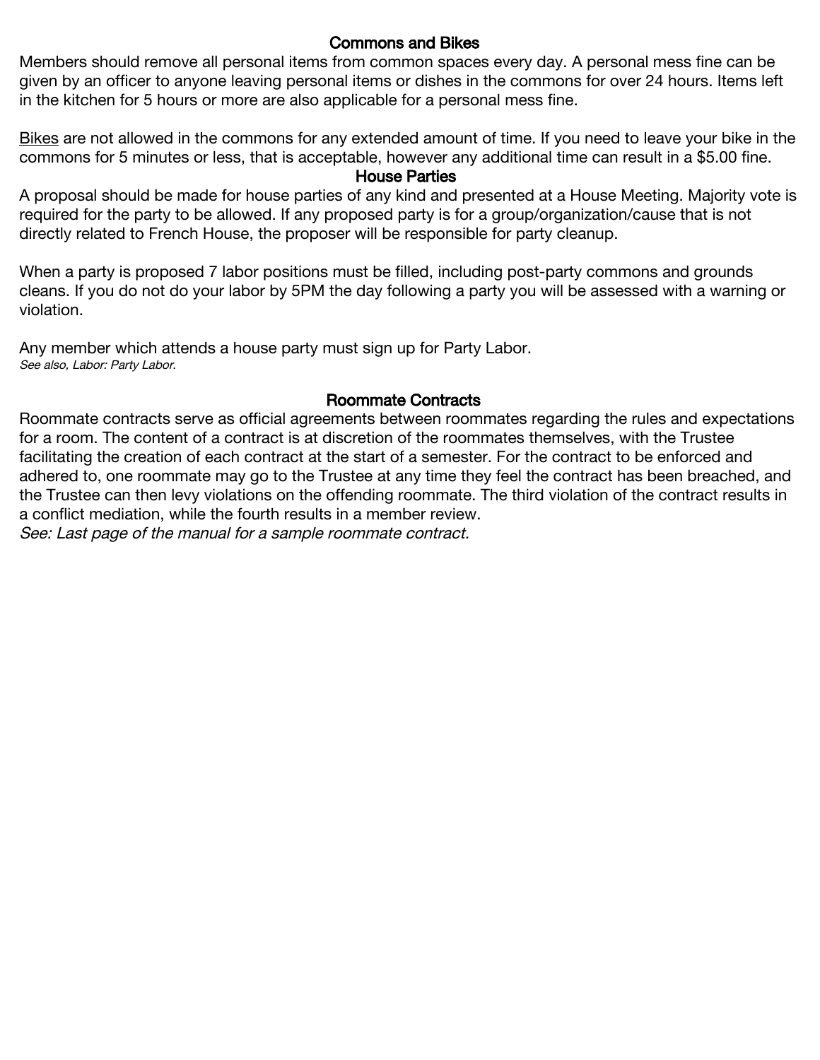## Commons and Bikes

Members should remove all personal items from common spaces every day. A personal mess fine can be given by an officer to anyone leaving personal items or dishes in the commons for over 24 hours. Items left in the kitchen for 5 hours or more are also applicable for a personal mess fine.

<u>Bikes</u> are not allowed in the commons for any extended amount of time. If you need to leave your bike in the commons for 5 minutes or less, that is acceptable, however any additional time can result in a $5.00 fine.

## House Parties

A proposal should be made for house parties of any kind and presented at a House Meeting. Majority vote is required for the party to be allowed. If any proposed party is for a group/organization/cause that is not directly related to French House, the proposer will be responsible for party cleanup.

When a party is proposed 7 labor positions must be filled, including post-party commons and grounds cleans. If you do not do your labor by 5PM the day following a party you will be assessed with a warning or violation.

Any member which attends a house party must sign up for Party Labor.
*See also, Labor: Party Labor.*

## Roommate Contracts

Roommate contracts serve as official agreements between roommates regarding the rules and expectations for a room. The content of a contract is at discretion of the roommates themselves, with the Trustee facilitating the creation of each contract at the start of a semester. For the contract to be enforced and adhered to, one roommate may go to the Trustee at any time they feel the contract has been breached, and the Trustee can then levy violations on the offending roommate. The third violation of the contract results in a conflict mediation, while the fourth results in a member review.
*See: Last page of the manual for a sample roommate contract.*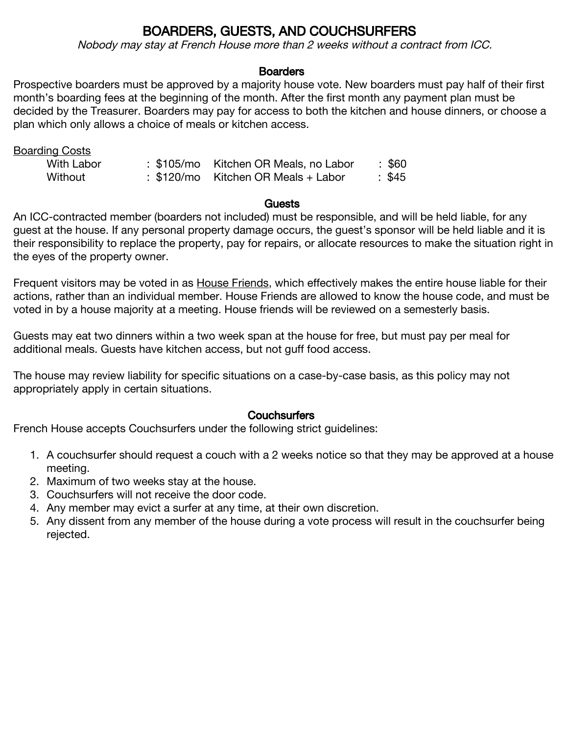# BOARDERS, GUESTS, AND COUCHSURFERS

*Nobody may stay at French House more than 2 weeks without a contract from ICC.*

## Boarders

Prospective boarders must be approved by a majority house vote. New boarders must pay half of their first month's boarding fees at the beginning of the month. After the first month any payment plan must be decided by the Treasurer. Boarders may pay for access to both the kitchen and house dinners, or choose a plan which only allows a choice of meals or kitchen access.

<u>Boarding Costs</u>

| | | | |
|---|---|---|---|
| With Labor | : $105/mo | Kitchen OR Meals, no Labor | : $60 |
| Without | : $120/mo | Kitchen OR Meals + Labor | : $45 |

## Guests

An ICC-contracted member (boarders not included) must be responsible, and will be held liable, for any guest at the house. If any personal property damage occurs, the guest's sponsor will be held liable and it is their responsibility to replace the property, pay for repairs, or allocate resources to make the situation right in the eyes of the property owner.

Frequent visitors may be voted in as <u>House Friends</u>, which effectively makes the entire house liable for their actions, rather than an individual member. House Friends are allowed to know the house code, and must be voted in by a house majority at a meeting. House friends will be reviewed on a semesterly basis.

Guests may eat two dinners within a two week span at the house for free, but must pay per meal for additional meals. Guests have kitchen access, but not guff food access.

The house may review liability for specific situations on a case-by-case basis, as this policy may not appropriately apply in certain situations.

## Couchsurfers

French House accepts Couchsurfers under the following strict guidelines:

1. A couchsurfer should request a couch with a 2 weeks notice so that they may be approved at a house meeting.
2. Maximum of two weeks stay at the house.
3. Couchsurfers will not receive the door code.
4. Any member may evict a surfer at any time, at their own discretion.
5. Any dissent from any member of the house during a vote process will result in the couchsurfer being rejected.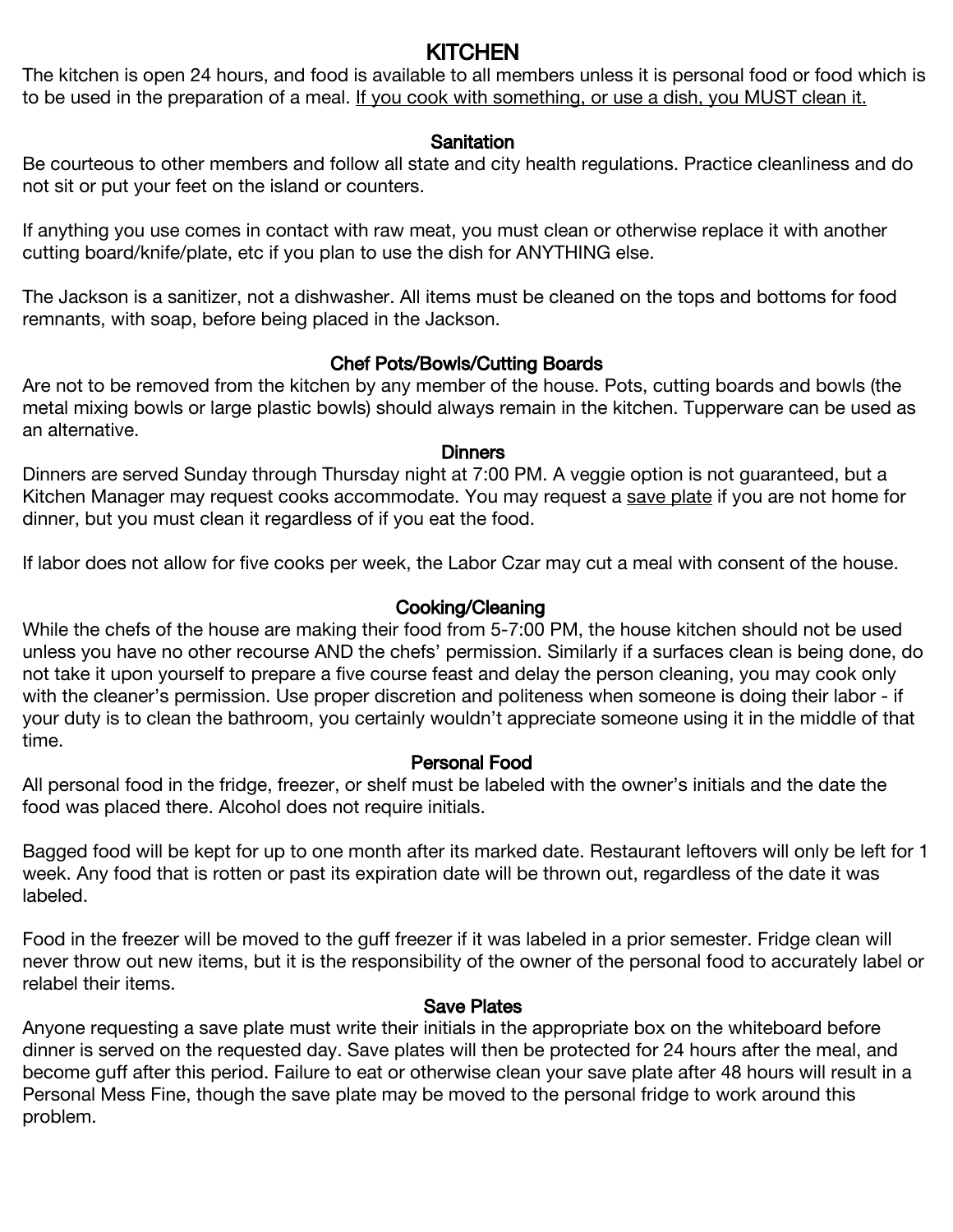# KITCHEN

The kitchen is open 24 hours, and food is available to all members unless it is personal food or food which is to be used in the preparation of a meal. <u>If you cook with something, or use a dish, you MUST clean it.</u>

## Sanitation

Be courteous to other members and follow all state and city health regulations. Practice cleanliness and do not sit or put your feet on the island or counters.

If anything you use comes in contact with raw meat, you must clean or otherwise replace it with another cutting board/knife/plate, etc if you plan to use the dish for ANYTHING else.

The Jackson is a sanitizer, not a dishwasher. All items must be cleaned on the tops and bottoms for food remnants, with soap, before being placed in the Jackson.

## Chef Pots/Bowls/Cutting Boards

Are not to be removed from the kitchen by any member of the house. Pots, cutting boards and bowls (the metal mixing bowls or large plastic bowls) should always remain in the kitchen. Tupperware can be used as an alternative.

## Dinners

Dinners are served Sunday through Thursday night at 7:00 PM. A veggie option is not guaranteed, but a Kitchen Manager may request cooks accommodate. You may request a <u>save plate</u> if you are not home for dinner, but you must clean it regardless of if you eat the food.

If labor does not allow for five cooks per week, the Labor Czar may cut a meal with consent of the house.

## Cooking/Cleaning

While the chefs of the house are making their food from 5-7:00 PM, the house kitchen should not be used unless you have no other recourse AND the chefs' permission. Similarly if a surfaces clean is being done, do not take it upon yourself to prepare a five course feast and delay the person cleaning, you may cook only with the cleaner's permission. Use proper discretion and politeness when someone is doing their labor - if your duty is to clean the bathroom, you certainly wouldn't appreciate someone using it in the middle of that time.

## Personal Food

All personal food in the fridge, freezer, or shelf must be labeled with the owner's initials and the date the food was placed there. Alcohol does not require initials.

Bagged food will be kept for up to one month after its marked date. Restaurant leftovers will only be left for 1 week. Any food that is rotten or past its expiration date will be thrown out, regardless of the date it was labeled.

Food in the freezer will be moved to the guff freezer if it was labeled in a prior semester. Fridge clean will never throw out new items, but it is the responsibility of the owner of the personal food to accurately label or relabel their items.

## Save Plates

Anyone requesting a save plate must write their initials in the appropriate box on the whiteboard before dinner is served on the requested day. Save plates will then be protected for 24 hours after the meal, and become guff after this period. Failure to eat or otherwise clean your save plate after 48 hours will result in a Personal Mess Fine, though the save plate may be moved to the personal fridge to work around this problem.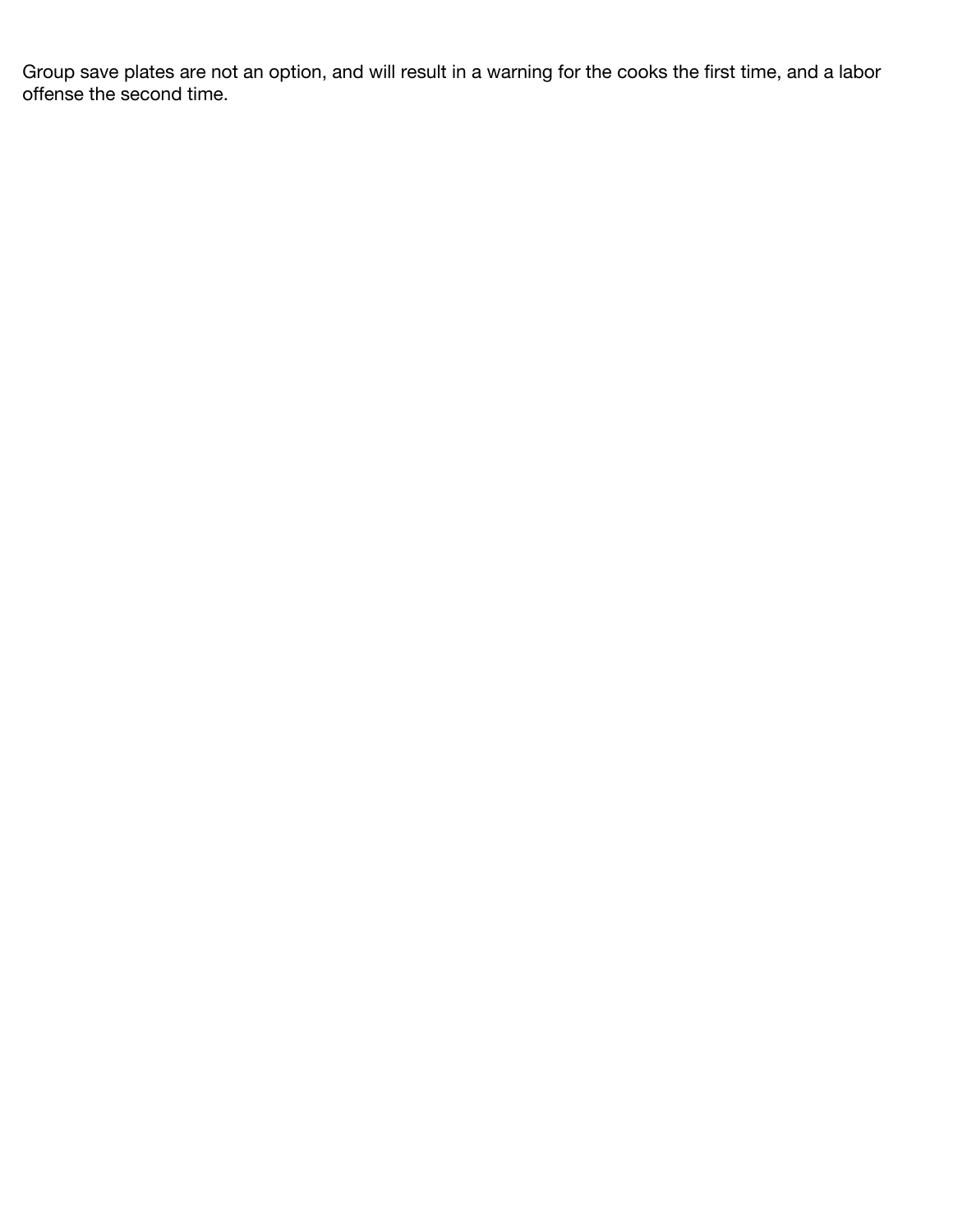Group save plates are not an option, and will result in a warning for the cooks the first time, and a labor offense the second time.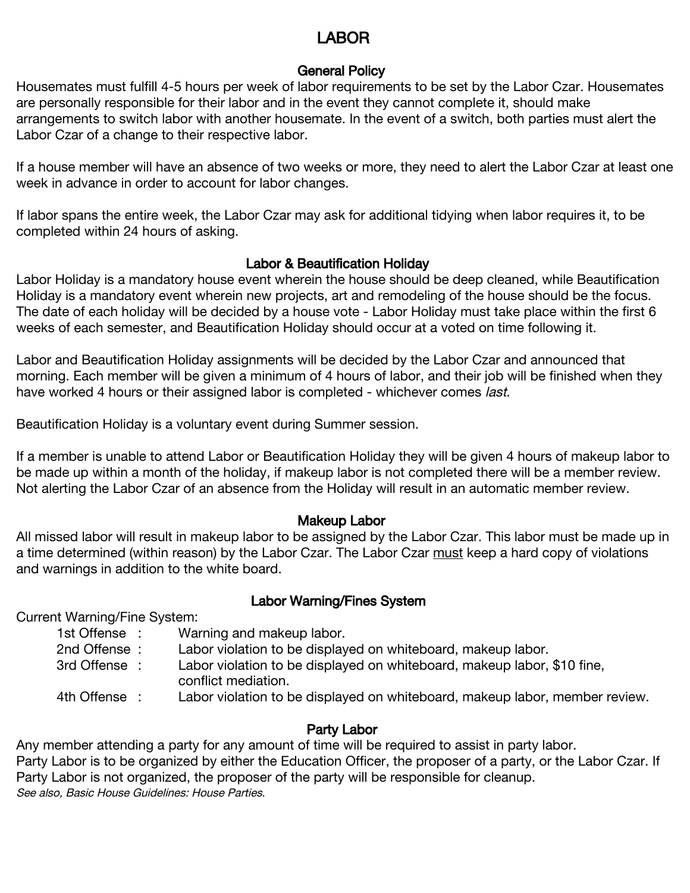# LABOR

## General Policy

Housemates must fulfill 4-5 hours per week of labor requirements to be set by the Labor Czar. Housemates are personally responsible for their labor and in the event they cannot complete it, should make arrangements to switch labor with another housemate. In the event of a switch, both parties must alert the Labor Czar of a change to their respective labor.

If a house member will have an absence of two weeks or more, they need to alert the Labor Czar at least one week in advance in order to account for labor changes.

If labor spans the entire week, the Labor Czar may ask for additional tidying when labor requires it, to be completed within 24 hours of asking.

## Labor & Beautification Holiday

Labor Holiday is a mandatory house event wherein the house should be deep cleaned, while Beautification Holiday is a mandatory event wherein new projects, art and remodeling of the house should be the focus. The date of each holiday will be decided by a house vote - Labor Holiday must take place within the first 6 weeks of each semester, and Beautification Holiday should occur at a voted on time following it.

Labor and Beautification Holiday assignments will be decided by the Labor Czar and announced that morning. Each member will be given a minimum of 4 hours of labor, and their job will be finished when they have worked 4 hours or their assigned labor is completed - whichever comes *last*.

Beautification Holiday is a voluntary event during Summer session.

If a member is unable to attend Labor or Beautification Holiday they will be given 4 hours of makeup labor to be made up within a month of the holiday, if makeup labor is not completed there will be a member review. Not alerting the Labor Czar of an absence from the Holiday will result in an automatic member review.

## Makeup Labor

All missed labor will result in makeup labor to be assigned by the Labor Czar. This labor must be made up in a time determined (within reason) by the Labor Czar. The Labor Czar <u>must</u> keep a hard copy of violations and warnings in addition to the white board.

## Labor Warning/Fines System

Current Warning/Fine System:

- 1st Offense : Warning and makeup labor.
- 2nd Offense : Labor violation to be displayed on whiteboard, makeup labor.
- 3rd Offense : Labor violation to be displayed on whiteboard, makeup labor, $10 fine, conflict mediation.
- 4th Offense : Labor violation to be displayed on whiteboard, makeup labor, member review.

## Party Labor

Any member attending a party for any amount of time will be required to assist in party labor.
Party Labor is to be organized by either the Education Officer, the proposer of a party, or the Labor Czar. If Party Labor is not organized, the proposer of the party will be responsible for cleanup.
*See also, Basic House Guidelines: House Parties.*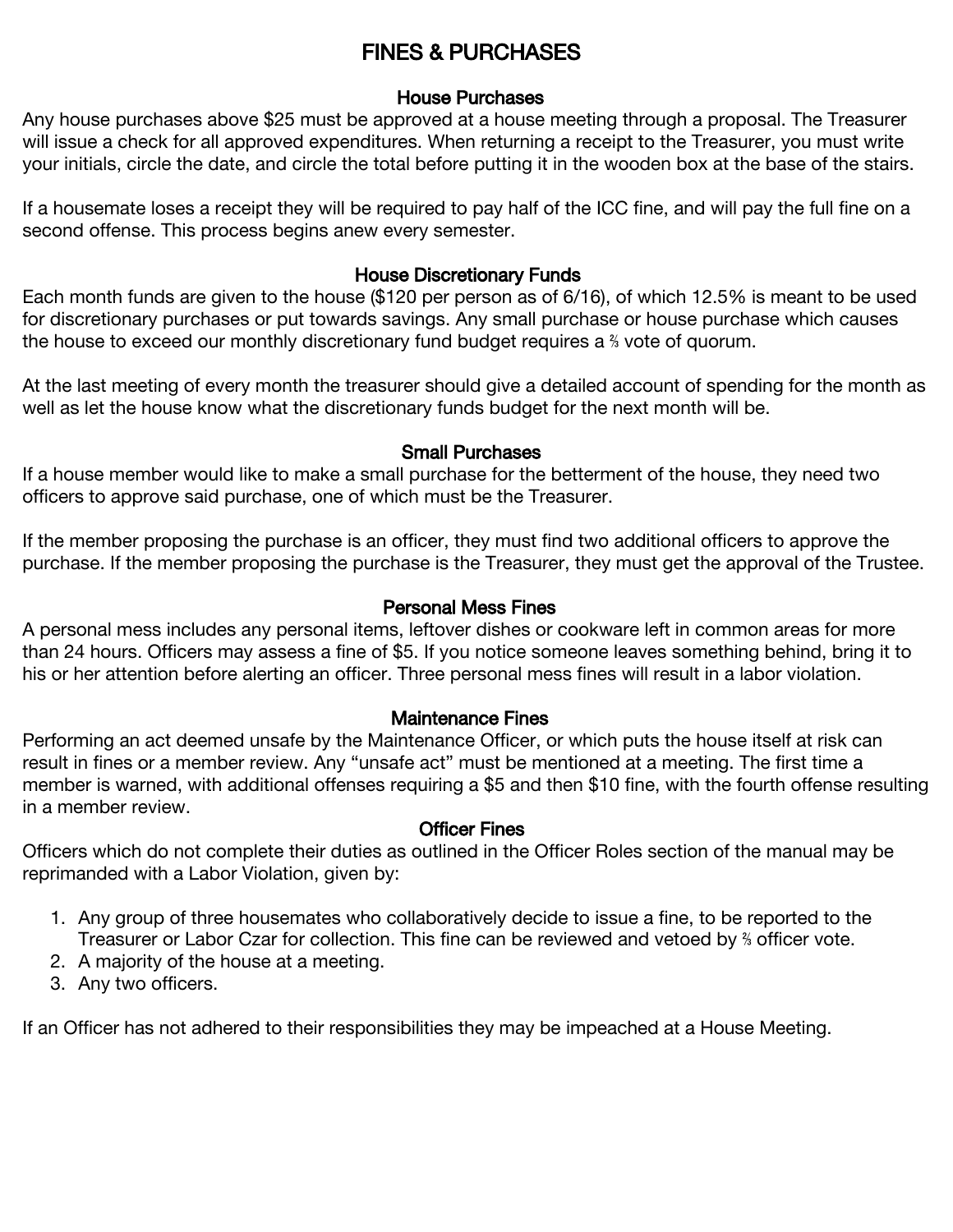# FINES & PURCHASES

## House Purchases

Any house purchases above $25 must be approved at a house meeting through a proposal. The Treasurer will issue a check for all approved expenditures. When returning a receipt to the Treasurer, you must write your initials, circle the date, and circle the total before putting it in the wooden box at the base of the stairs.

If a housemate loses a receipt they will be required to pay half of the ICC fine, and will pay the full fine on a second offense. This process begins anew every semester.

## House Discretionary Funds

Each month funds are given to the house ($120 per person as of 6/16), of which 12.5% is meant to be used for discretionary purchases or put towards savings. Any small purchase or house purchase which causes the house to exceed our monthly discretionary fund budget requires a ⅔ vote of quorum.

At the last meeting of every month the treasurer should give a detailed account of spending for the month as well as let the house know what the discretionary funds budget for the next month will be.

## Small Purchases

If a house member would like to make a small purchase for the betterment of the house, they need two officers to approve said purchase, one of which must be the Treasurer.

If the member proposing the purchase is an officer, they must find two additional officers to approve the purchase. If the member proposing the purchase is the Treasurer, they must get the approval of the Trustee.

## Personal Mess Fines

A personal mess includes any personal items, leftover dishes or cookware left in common areas for more than 24 hours. Officers may assess a fine of $5. If you notice someone leaves something behind, bring it to his or her attention before alerting an officer. Three personal mess fines will result in a labor violation.

## Maintenance Fines

Performing an act deemed unsafe by the Maintenance Officer, or which puts the house itself at risk can result in fines or a member review. Any "unsafe act" must be mentioned at a meeting. The first time a member is warned, with additional offenses requiring a $5 and then $10 fine, with the fourth offense resulting in a member review.

## Officer Fines

Officers which do not complete their duties as outlined in the Officer Roles section of the manual may be reprimanded with a Labor Violation, given by:

1. Any group of three housemates who collaboratively decide to issue a fine, to be reported to the Treasurer or Labor Czar for collection. This fine can be reviewed and vetoed by ⅔ officer vote.
2. A majority of the house at a meeting.
3. Any two officers.

If an Officer has not adhered to their responsibilities they may be impeached at a House Meeting.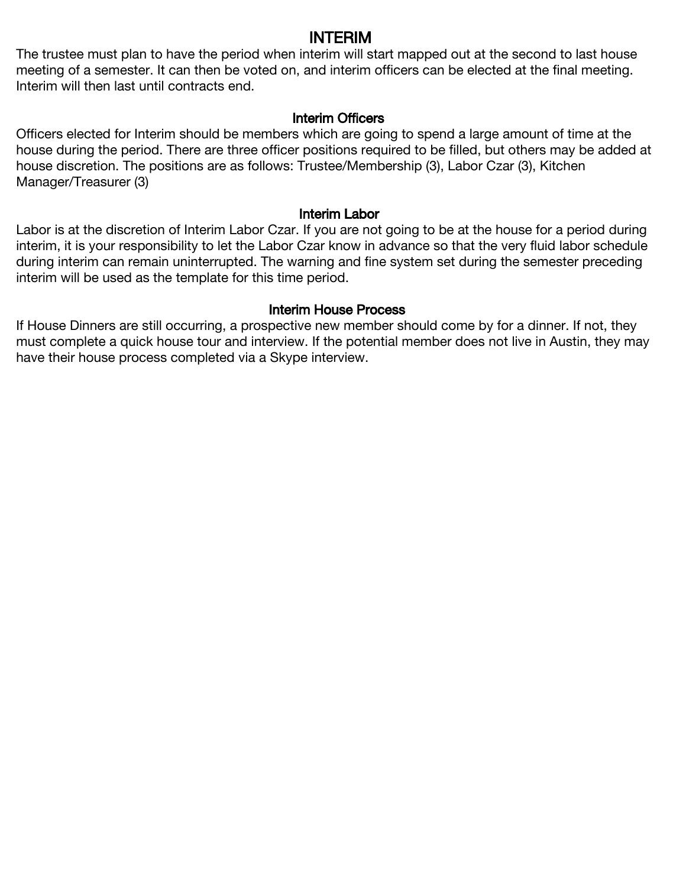# INTERIM

The trustee must plan to have the period when interim will start mapped out at the second to last house meeting of a semester. It can then be voted on, and interim officers can be elected at the final meeting. Interim will then last until contracts end.

## Interim Officers

Officers elected for Interim should be members which are going to spend a large amount of time at the house during the period. There are three officer positions required to be filled, but others may be added at house discretion. The positions are as follows: Trustee/Membership (3), Labor Czar (3), Kitchen Manager/Treasurer (3)

## Interim Labor

Labor is at the discretion of Interim Labor Czar. If you are not going to be at the house for a period during interim, it is your responsibility to let the Labor Czar know in advance so that the very fluid labor schedule during interim can remain uninterrupted. The warning and fine system set during the semester preceding interim will be used as the template for this time period.

## Interim House Process

If House Dinners are still occurring, a prospective new member should come by for a dinner. If not, they must complete a quick house tour and interview. If the potential member does not live in Austin, they may have their house process completed via a Skype interview.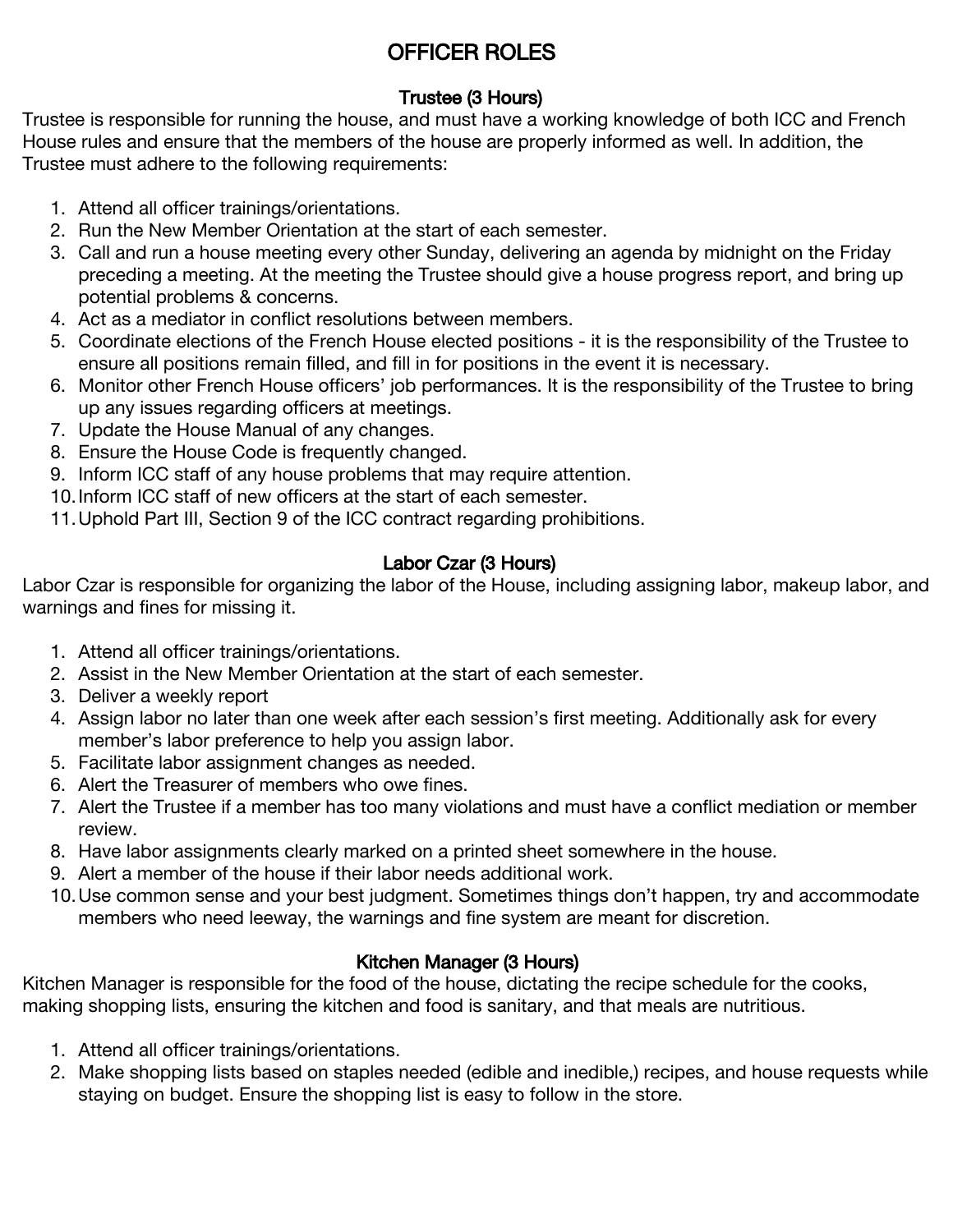# OFFICER ROLES

## Trustee (3 Hours)

Trustee is responsible for running the house, and must have a working knowledge of both ICC and French House rules and ensure that the members of the house are properly informed as well. In addition, the Trustee must adhere to the following requirements:

1. Attend all officer trainings/orientations.
2. Run the New Member Orientation at the start of each semester.
3. Call and run a house meeting every other Sunday, delivering an agenda by midnight on the Friday preceding a meeting. At the meeting the Trustee should give a house progress report, and bring up potential problems & concerns.
4. Act as a mediator in conflict resolutions between members.
5. Coordinate elections of the French House elected positions - it is the responsibility of the Trustee to ensure all positions remain filled, and fill in for positions in the event it is necessary.
6. Monitor other French House officers' job performances. It is the responsibility of the Trustee to bring up any issues regarding officers at meetings.
7. Update the House Manual of any changes.
8. Ensure the House Code is frequently changed.
9. Inform ICC staff of any house problems that may require attention.
10. Inform ICC staff of new officers at the start of each semester.
11. Uphold Part III, Section 9 of the ICC contract regarding prohibitions.

## Labor Czar (3 Hours)

Labor Czar is responsible for organizing the labor of the House, including assigning labor, makeup labor, and warnings and fines for missing it.

1. Attend all officer trainings/orientations.
2. Assist in the New Member Orientation at the start of each semester.
3. Deliver a weekly report
4. Assign labor no later than one week after each session's first meeting. Additionally ask for every member's labor preference to help you assign labor.
5. Facilitate labor assignment changes as needed.
6. Alert the Treasurer of members who owe fines.
7. Alert the Trustee if a member has too many violations and must have a conflict mediation or member review.
8. Have labor assignments clearly marked on a printed sheet somewhere in the house.
9. Alert a member of the house if their labor needs additional work.
10. Use common sense and your best judgment. Sometimes things don't happen, try and accommodate members who need leeway, the warnings and fine system are meant for discretion.

## Kitchen Manager (3 Hours)

Kitchen Manager is responsible for the food of the house, dictating the recipe schedule for the cooks, making shopping lists, ensuring the kitchen and food is sanitary, and that meals are nutritious.

1. Attend all officer trainings/orientations.
2. Make shopping lists based on staples needed (edible and inedible,) recipes, and house requests while staying on budget. Ensure the shopping list is easy to follow in the store.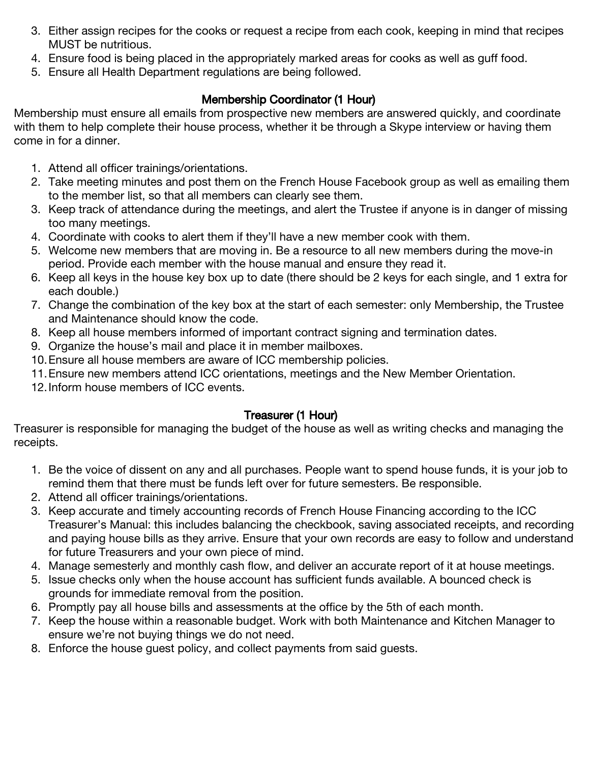3. Either assign recipes for the cooks or request a recipe from each cook, keeping in mind that recipes MUST be nutritious.
4. Ensure food is being placed in the appropriately marked areas for cooks as well as guff food.
5. Ensure all Health Department regulations are being followed.

### Membership Coordinator (1 Hour)

Membership must ensure all emails from prospective new members are answered quickly, and coordinate with them to help complete their house process, whether it be through a Skype interview or having them come in for a dinner.

1. Attend all officer trainings/orientations.
2. Take meeting minutes and post them on the French House Facebook group as well as emailing them to the member list, so that all members can clearly see them.
3. Keep track of attendance during the meetings, and alert the Trustee if anyone is in danger of missing too many meetings.
4. Coordinate with cooks to alert them if they'll have a new member cook with them.
5. Welcome new members that are moving in. Be a resource to all new members during the move-in period. Provide each member with the house manual and ensure they read it.
6. Keep all keys in the house key box up to date (there should be 2 keys for each single, and 1 extra for each double.)
7. Change the combination of the key box at the start of each semester: only Membership, the Trustee and Maintenance should know the code.
8. Keep all house members informed of important contract signing and termination dates.
9. Organize the house's mail and place it in member mailboxes.
10. Ensure all house members are aware of ICC membership policies.
11. Ensure new members attend ICC orientations, meetings and the New Member Orientation.
12. Inform house members of ICC events.

### Treasurer (1 Hour)

Treasurer is responsible for managing the budget of the house as well as writing checks and managing the receipts.

1. Be the voice of dissent on any and all purchases. People want to spend house funds, it is your job to remind them that there must be funds left over for future semesters. Be responsible.
2. Attend all officer trainings/orientations.
3. Keep accurate and timely accounting records of French House Financing according to the ICC Treasurer's Manual: this includes balancing the checkbook, saving associated receipts, and recording and paying house bills as they arrive. Ensure that your own records are easy to follow and understand for future Treasurers and your own piece of mind.
4. Manage semesterly and monthly cash flow, and deliver an accurate report of it at house meetings.
5. Issue checks only when the house account has sufficient funds available. A bounced check is grounds for immediate removal from the position.
6. Promptly pay all house bills and assessments at the office by the 5th of each month.
7. Keep the house within a reasonable budget. Work with both Maintenance and Kitchen Manager to ensure we're not buying things we do not need.
8. Enforce the house guest policy, and collect payments from said guests.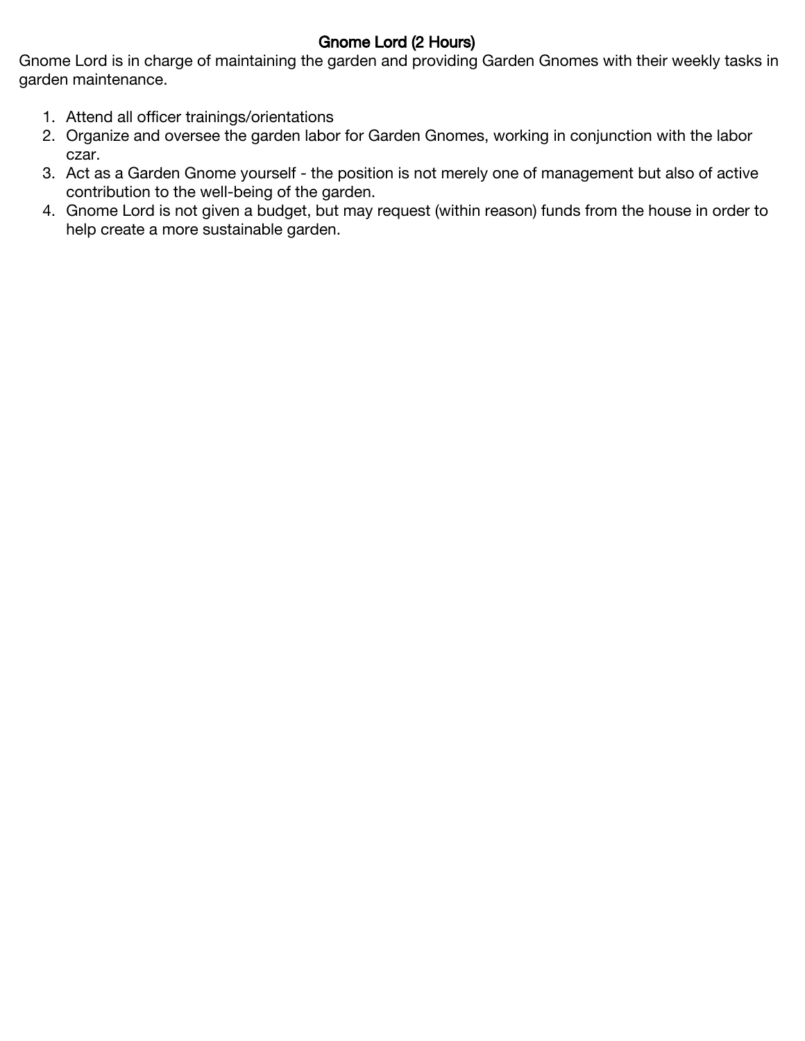## Gnome Lord (2 Hours)

Gnome Lord is in charge of maintaining the garden and providing Garden Gnomes with their weekly tasks in garden maintenance.

1. Attend all officer trainings/orientations
2. Organize and oversee the garden labor for Garden Gnomes, working in conjunction with the labor czar.
3. Act as a Garden Gnome yourself - the position is not merely one of management but also of active contribution to the well-being of the garden.
4. Gnome Lord is not given a budget, but may request (within reason) funds from the house in order to help create a more sustainable garden.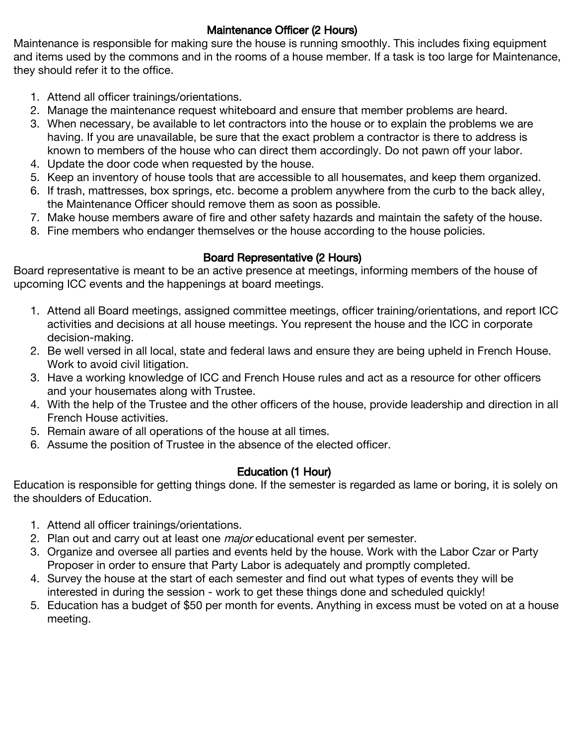### Maintenance Officer (2 Hours)

Maintenance is responsible for making sure the house is running smoothly. This includes fixing equipment and items used by the commons and in the rooms of a house member. If a task is too large for Maintenance, they should refer it to the office.

1. Attend all officer trainings/orientations.
2. Manage the maintenance request whiteboard and ensure that member problems are heard.
3. When necessary, be available to let contractors into the house or to explain the problems we are having. If you are unavailable, be sure that the exact problem a contractor is there to address is known to members of the house who can direct them accordingly. Do not pawn off your labor.
4. Update the door code when requested by the house.
5. Keep an inventory of house tools that are accessible to all housemates, and keep them organized.
6. If trash, mattresses, box springs, etc. become a problem anywhere from the curb to the back alley, the Maintenance Officer should remove them as soon as possible.
7. Make house members aware of fire and other safety hazards and maintain the safety of the house.
8. Fine members who endanger themselves or the house according to the house policies.

### Board Representative (2 Hours)

Board representative is meant to be an active presence at meetings, informing members of the house of upcoming ICC events and the happenings at board meetings.

1. Attend all Board meetings, assigned committee meetings, officer training/orientations, and report ICC activities and decisions at all house meetings. You represent the house and the ICC in corporate decision-making.
2. Be well versed in all local, state and federal laws and ensure they are being upheld in French House. Work to avoid civil litigation.
3. Have a working knowledge of ICC and French House rules and act as a resource for other officers and your housemates along with Trustee.
4. With the help of the Trustee and the other officers of the house, provide leadership and direction in all French House activities.
5. Remain aware of all operations of the house at all times.
6. Assume the position of Trustee in the absence of the elected officer.

### Education (1 Hour)

Education is responsible for getting things done. If the semester is regarded as lame or boring, it is solely on the shoulders of Education.

1. Attend all officer trainings/orientations.
2. Plan out and carry out at least one *major* educational event per semester.
3. Organize and oversee all parties and events held by the house. Work with the Labor Czar or Party Proposer in order to ensure that Party Labor is adequately and promptly completed.
4. Survey the house at the start of each semester and find out what types of events they will be interested in during the session - work to get these things done and scheduled quickly!
5. Education has a budget of $50 per month for events. Anything in excess must be voted on at a house meeting.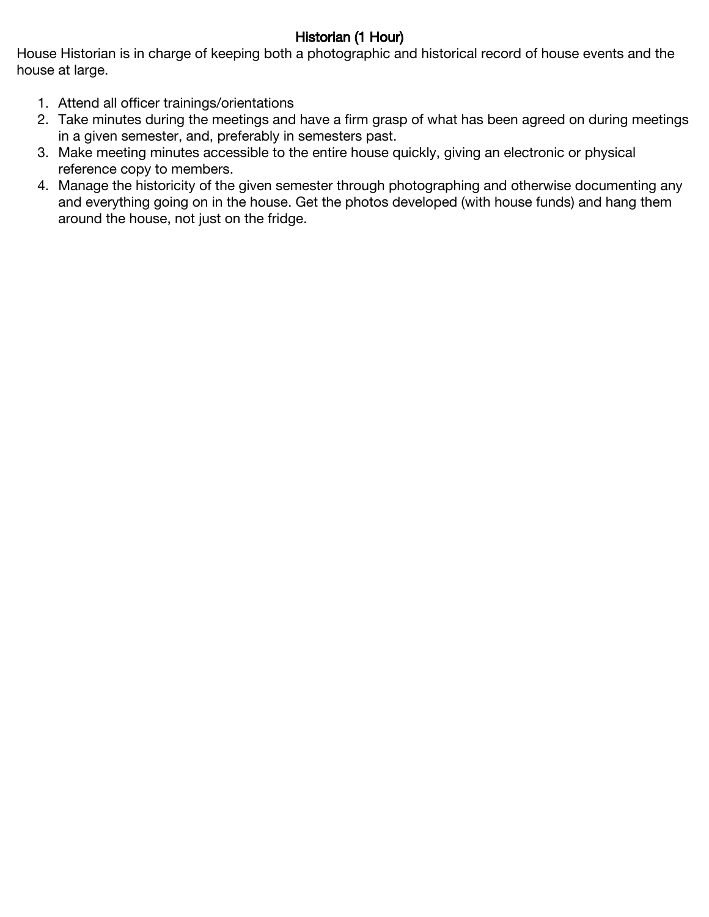## Historian (1 Hour)

House Historian is in charge of keeping both a photographic and historical record of house events and the house at large.

1. Attend all officer trainings/orientations
2. Take minutes during the meetings and have a firm grasp of what has been agreed on during meetings in a given semester, and, preferably in semesters past.
3. Make meeting minutes accessible to the entire house quickly, giving an electronic or physical reference copy to members.
4. Manage the historicity of the given semester through photographing and otherwise documenting any and everything going on in the house. Get the photos developed (with house funds) and hang them around the house, not just on the fridge.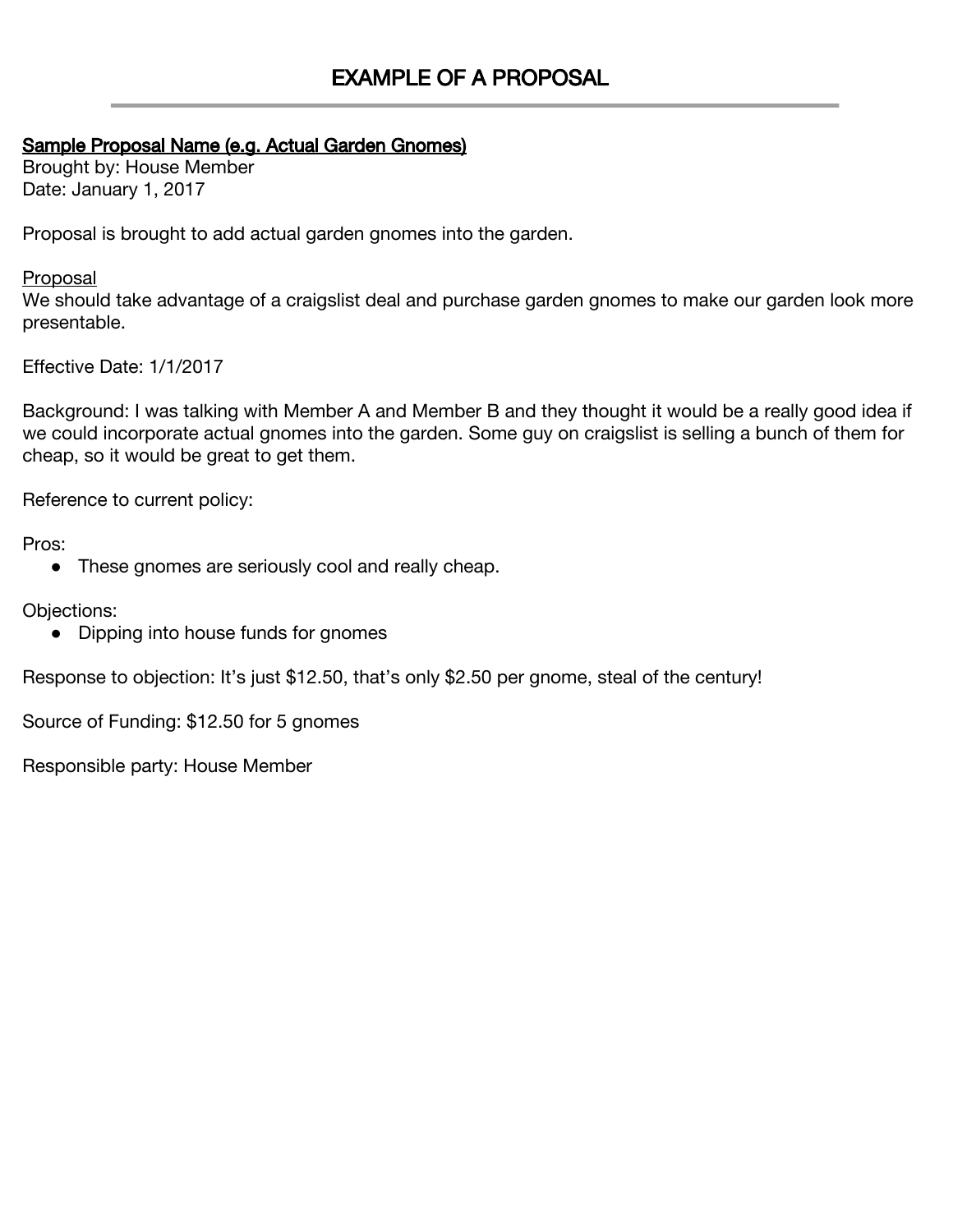# EXAMPLE OF A PROPOSAL

<u>Sample Proposal Name (e.g. Actual Garden Gnomes)</u>
Brought by: House Member
Date: January 1, 2017

Proposal is brought to add actual garden gnomes into the garden.

<u>Proposal</u>
We should take advantage of a craigslist deal and purchase garden gnomes to make our garden look more presentable.

Effective Date: 1/1/2017

Background: I was talking with Member A and Member B and they thought it would be a really good idea if we could incorporate actual gnomes into the garden. Some guy on craigslist is selling a bunch of them for cheap, so it would be great to get them.

Reference to current policy:

Pros:

- These gnomes are seriously cool and really cheap.

Objections:

- Dipping into house funds for gnomes

Response to objection: It's just $12.50, that's only $2.50 per gnome, steal of the century!

Source of Funding: $12.50 for 5 gnomes

Responsible party: House Member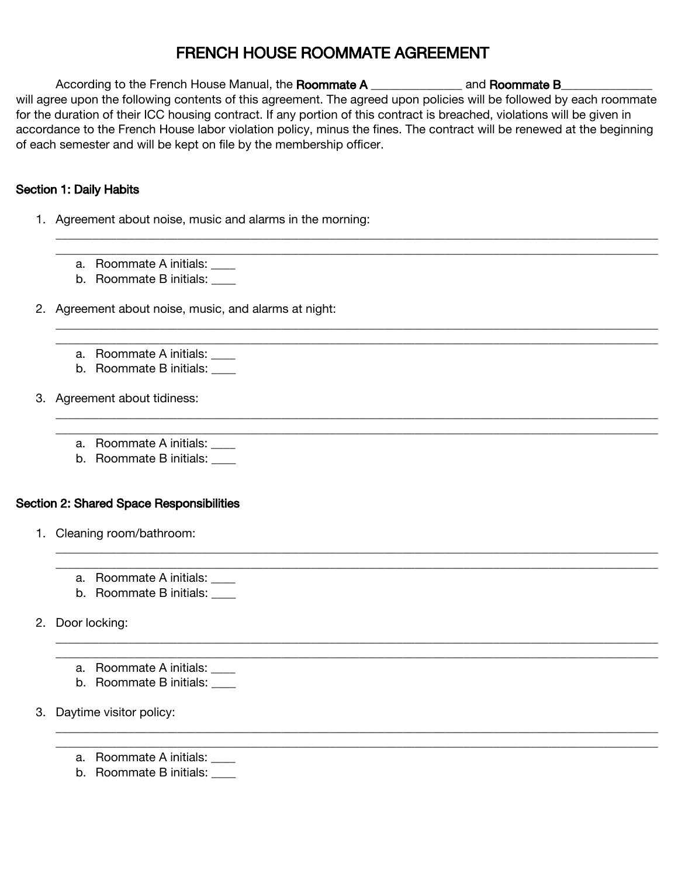# FRENCH HOUSE ROOMMATE AGREEMENT

According to the French House Manual, the **Roommate A** _______________ and **Roommate B**_______________ will agree upon the following contents of this agreement. The agreed upon policies will be followed by each roommate for the duration of their ICC housing contract. If any portion of this contract is breached, violations will be given in accordance to the French House labor violation policy, minus the fines. The contract will be renewed at the beginning of each semester and will be kept on file by the membership officer.

## Section 1: Daily Habits

1. Agreement about noise, music and alarms in the morning:
   ____________________________________________________________________________________________
   ____________________________________________________________________________________________
   a. Roommate A initials: ____
   b. Roommate B initials: ____

2. Agreement about noise, music, and alarms at night:
   ____________________________________________________________________________________________
   ____________________________________________________________________________________________
   a. Roommate A initials: ____
   b. Roommate B initials: ____

3. Agreement about tidiness:
   ____________________________________________________________________________________________
   ____________________________________________________________________________________________
   a. Roommate A initials: ____
   b. Roommate B initials: ____

## Section 2: Shared Space Responsibilities

1. Cleaning room/bathroom:
   ____________________________________________________________________________________________
   ____________________________________________________________________________________________
   a. Roommate A initials: ____
   b. Roommate B initials: ____

2. Door locking:
   ____________________________________________________________________________________________
   ____________________________________________________________________________________________
   a. Roommate A initials: ____
   b. Roommate B initials: ____

3. Daytime visitor policy:
   ____________________________________________________________________________________________
   ____________________________________________________________________________________________
   a. Roommate A initials: ____
   b. Roommate B initials: ____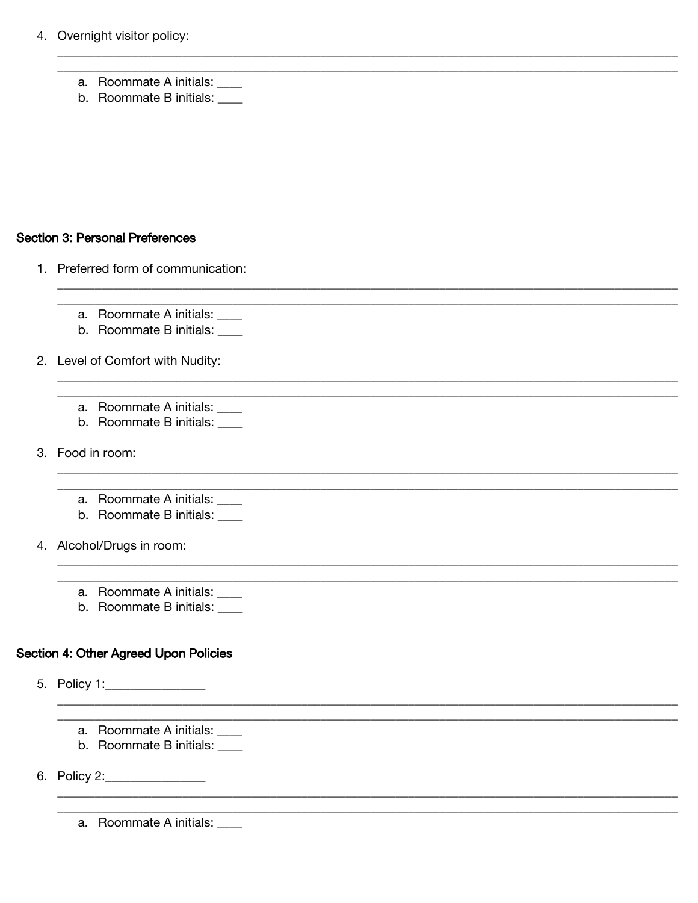4. Overnight visitor policy:

_______________________________________________________________________________

_______________________________________________________________________________

    a. Roommate A initials: ____
    b. Roommate B initials: ____

**Section 3: Personal Preferences**

1. Preferred form of communication:

_______________________________________________________________________________

_______________________________________________________________________________

    a. Roommate A initials: ____
    b. Roommate B initials: ____

2. Level of Comfort with Nudity:

_______________________________________________________________________________

_______________________________________________________________________________

    a. Roommate A initials: ____
    b. Roommate B initials: ____

3. Food in room:

_______________________________________________________________________________

_______________________________________________________________________________

    a. Roommate A initials: ____
    b. Roommate B initials: ____

4. Alcohol/Drugs in room:

_______________________________________________________________________________

_______________________________________________________________________________

    a. Roommate A initials: ____
    b. Roommate B initials: ____

**Section 4: Other Agreed Upon Policies**

5. Policy 1:_______________

_______________________________________________________________________________

_______________________________________________________________________________

    a. Roommate A initials: ____
    b. Roommate B initials: ____

6. Policy 2:_______________

_______________________________________________________________________________

_______________________________________________________________________________

    a. Roommate A initials: ____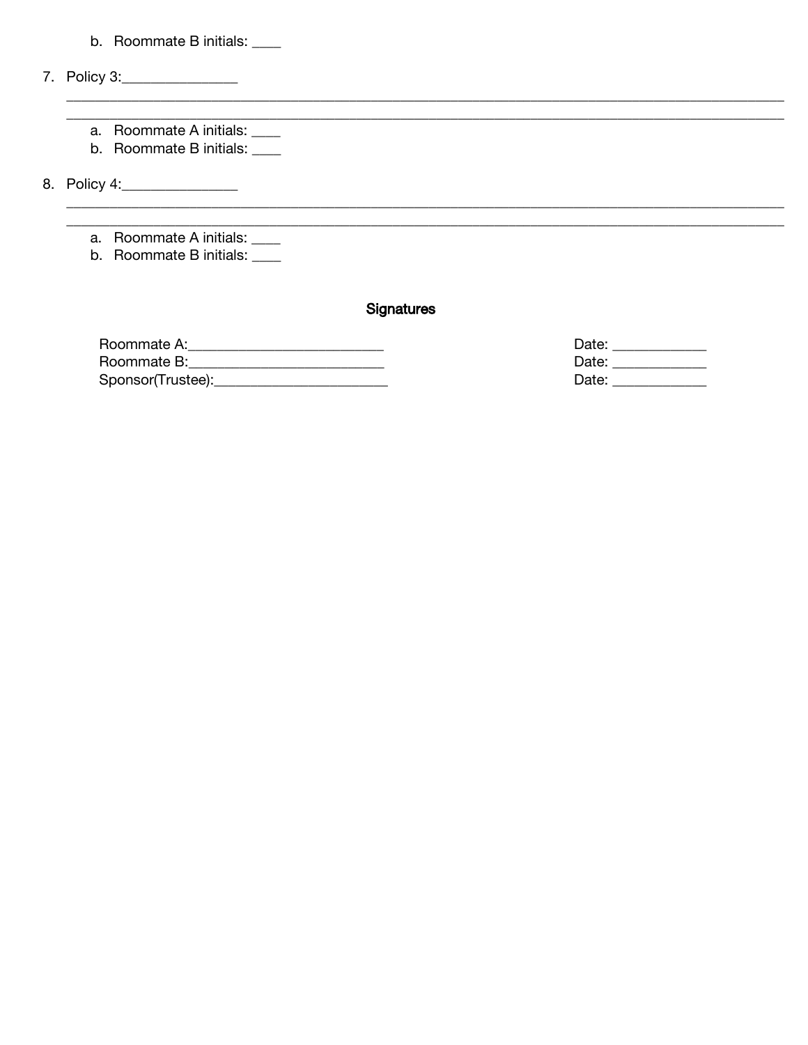b. Roommate B initials: ____

7. Policy 3:_______________
   ______________________________________________________________________________________________
   ______________________________________________________________________________________________
    a. Roommate A initials: ____
    b. Roommate B initials: ____

8. Policy 4:_______________
   ______________________________________________________________________________________________
   ______________________________________________________________________________________________
    a. Roommate A initials: ____
    b. Roommate B initials: ____

**Signatures**

Roommate A:_________________________ Date: ____________
Roommate B:_________________________ Date: ____________
Sponsor(Trustee):______________________ Date: ____________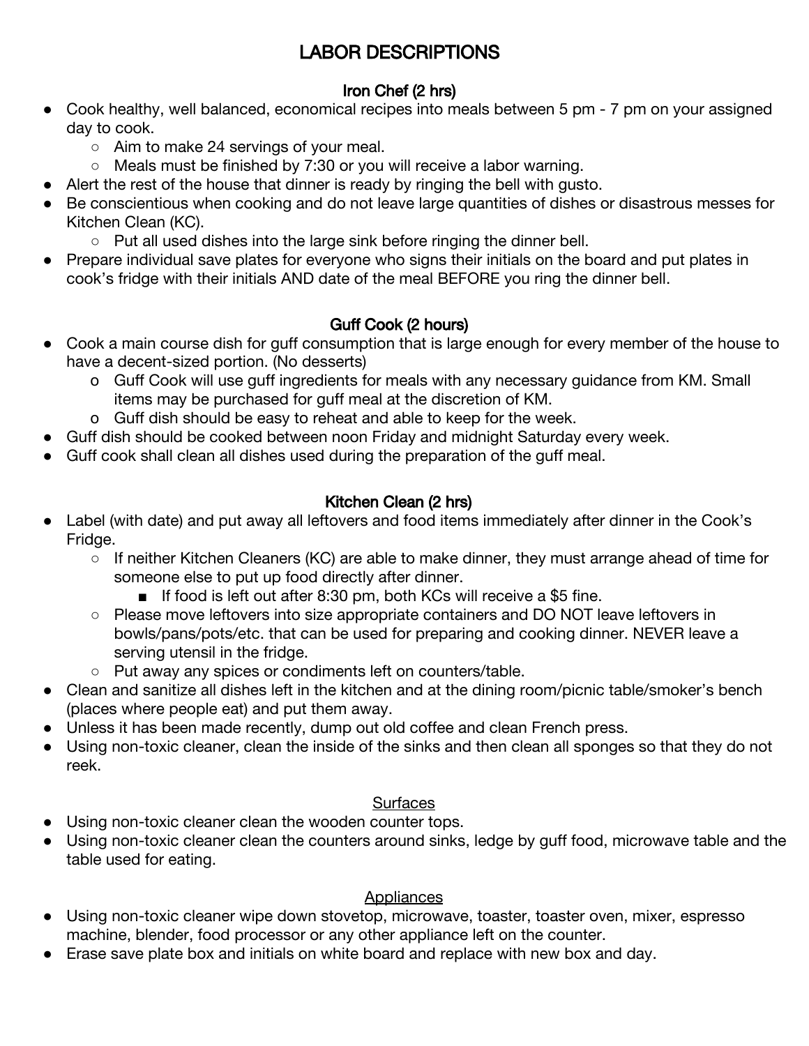# LABOR DESCRIPTIONS

## Iron Chef (2 hrs)

- Cook healthy, well balanced, economical recipes into meals between 5 pm - 7 pm on your assigned day to cook.
  - Aim to make 24 servings of your meal.
  - Meals must be finished by 7:30 or you will receive a labor warning.
- Alert the rest of the house that dinner is ready by ringing the bell with gusto.
- Be conscientious when cooking and do not leave large quantities of dishes or disastrous messes for Kitchen Clean (KC).
  - Put all used dishes into the large sink before ringing the dinner bell.
- Prepare individual save plates for everyone who signs their initials on the board and put plates in cook's fridge with their initials AND date of the meal BEFORE you ring the dinner bell.

## Guff Cook (2 hours)

- Cook a main course dish for guff consumption that is large enough for every member of the house to have a decent-sized portion. (No desserts)
  - Guff Cook will use guff ingredients for meals with any necessary guidance from KM. Small items may be purchased for guff meal at the discretion of KM.
  - Guff dish should be easy to reheat and able to keep for the week.
- Guff dish should be cooked between noon Friday and midnight Saturday every week.
- Guff cook shall clean all dishes used during the preparation of the guff meal.

## Kitchen Clean (2 hrs)

- Label (with date) and put away all leftovers and food items immediately after dinner in the Cook's Fridge.
  - If neither Kitchen Cleaners (KC) are able to make dinner, they must arrange ahead of time for someone else to put up food directly after dinner.
    - If food is left out after 8:30 pm, both KCs will receive a $5 fine.
  - Please move leftovers into size appropriate containers and DO NOT leave leftovers in bowls/pans/pots/etc. that can be used for preparing and cooking dinner. NEVER leave a serving utensil in the fridge.
  - Put away any spices or condiments left on counters/table.
- Clean and sanitize all dishes left in the kitchen and at the dining room/picnic table/smoker's bench (places where people eat) and put them away.
- Unless it has been made recently, dump out old coffee and clean French press.
- Using non-toxic cleaner, clean the inside of the sinks and then clean all sponges so that they do not reek.

### Surfaces

- Using non-toxic cleaner clean the wooden counter tops.
- Using non-toxic cleaner clean the counters around sinks, ledge by guff food, microwave table and the table used for eating.

### Appliances

- Using non-toxic cleaner wipe down stovetop, microwave, toaster, toaster oven, mixer, espresso machine, blender, food processor or any other appliance left on the counter.
- Erase save plate box and initials on white board and replace with new box and day.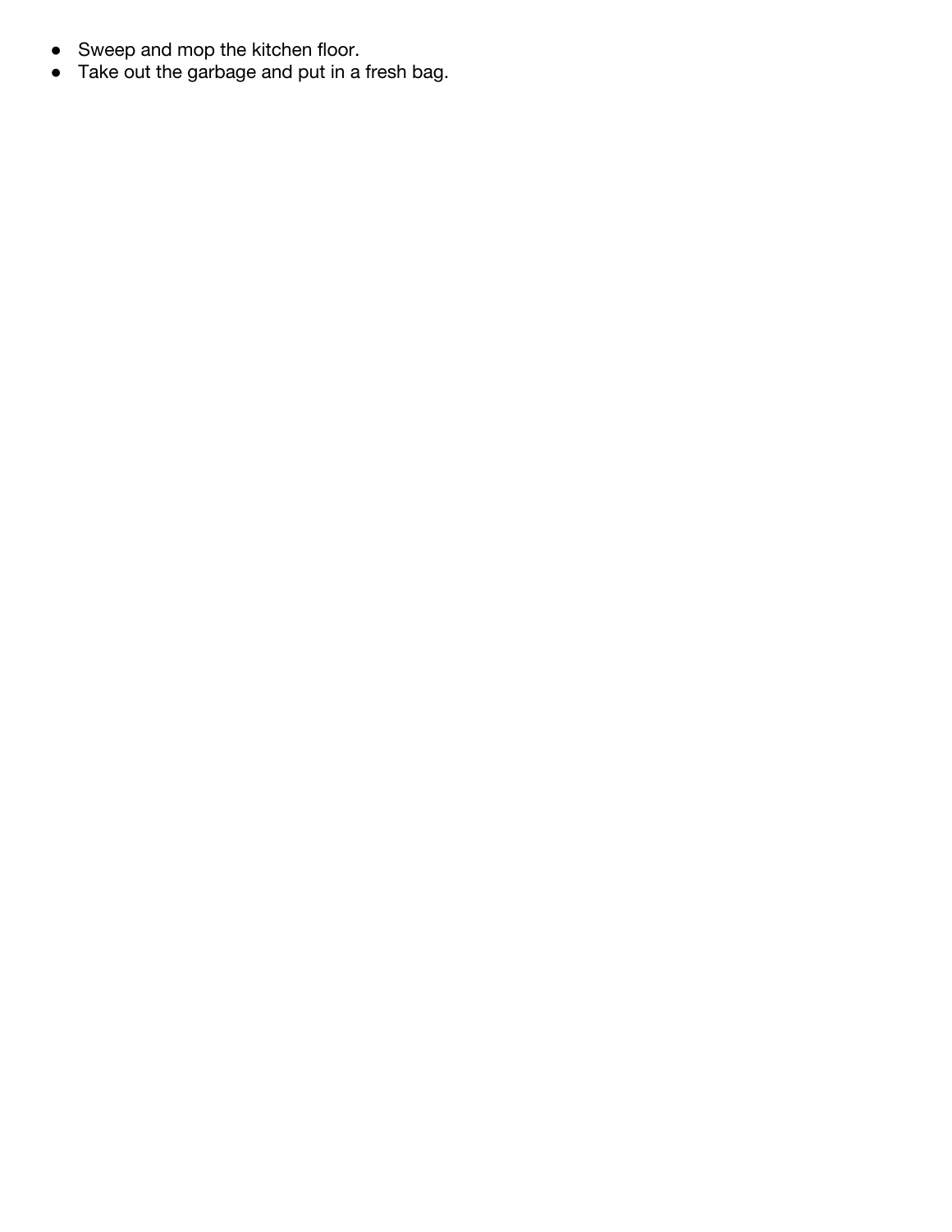- Sweep and mop the kitchen floor.
- Take out the garbage and put in a fresh bag.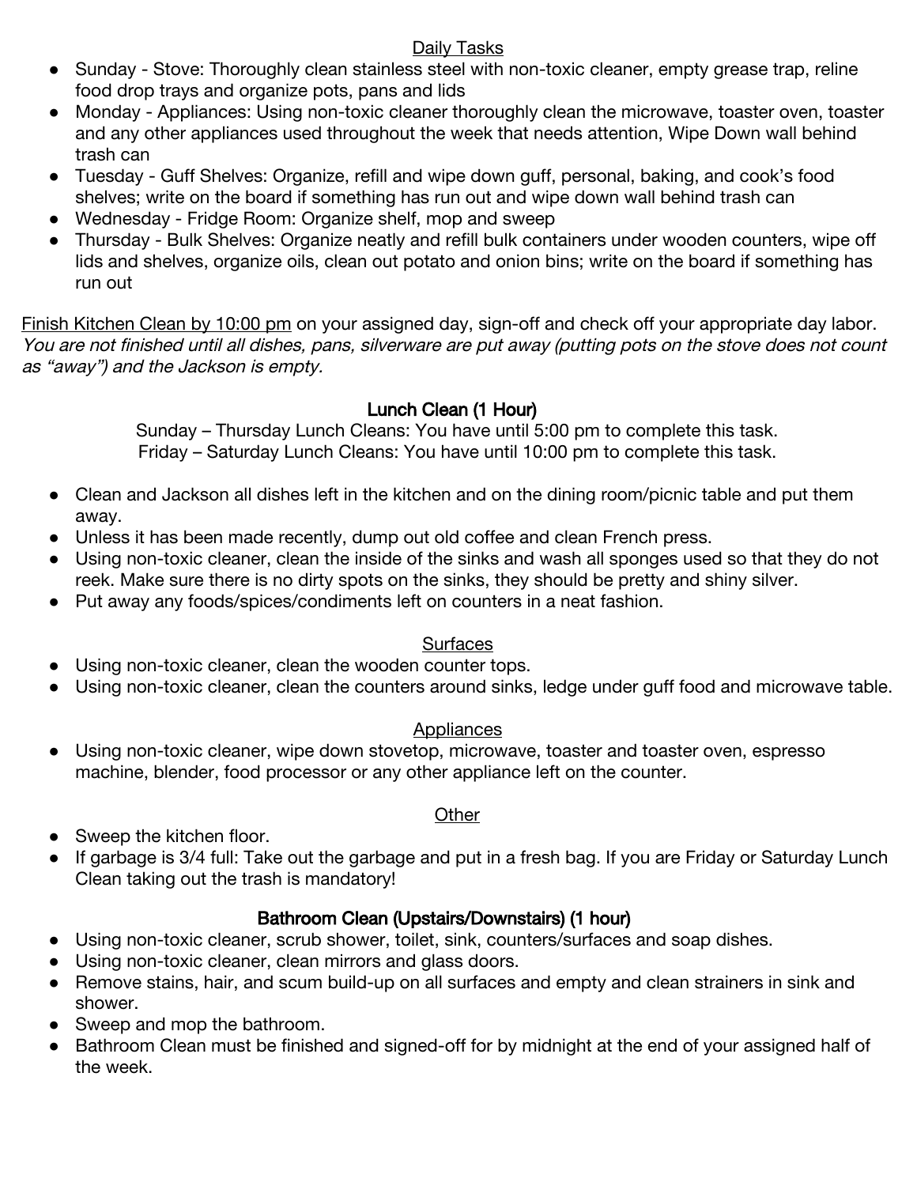<u>Daily Tasks</u>

- Sunday - Stove: Thoroughly clean stainless steel with non-toxic cleaner, empty grease trap, reline food drop trays and organize pots, pans and lids
- Monday - Appliances: Using non-toxic cleaner thoroughly clean the microwave, toaster oven, toaster and any other appliances used throughout the week that needs attention, Wipe Down wall behind trash can
- Tuesday - Guff Shelves: Organize, refill and wipe down guff, personal, baking, and cook's food shelves; write on the board if something has run out and wipe down wall behind trash can
- Wednesday - Fridge Room: Organize shelf, mop and sweep
- Thursday - Bulk Shelves: Organize neatly and refill bulk containers under wooden counters, wipe off lids and shelves, organize oils, clean out potato and onion bins; write on the board if something has run out

<u>Finish Kitchen Clean by 10:00 pm</u> on your assigned day, sign-off and check off your appropriate day labor. *You are not finished until all dishes, pans, silverware are put away (putting pots on the stove does not count as "away") and the Jackson is empty.*

## Lunch Clean (1 Hour)

Sunday – Thursday Lunch Cleans: You have until 5:00 pm to complete this task.
Friday – Saturday Lunch Cleans: You have until 10:00 pm to complete this task.

- Clean and Jackson all dishes left in the kitchen and on the dining room/picnic table and put them away.
- Unless it has been made recently, dump out old coffee and clean French press.
- Using non-toxic cleaner, clean the inside of the sinks and wash all sponges used so that they do not reek. Make sure there is no dirty spots on the sinks, they should be pretty and shiny silver.
- Put away any foods/spices/condiments left on counters in a neat fashion.

<u>Surfaces</u>

- Using non-toxic cleaner, clean the wooden counter tops.
- Using non-toxic cleaner, clean the counters around sinks, ledge under guff food and microwave table.

<u>Appliances</u>

- Using non-toxic cleaner, wipe down stovetop, microwave, toaster and toaster oven, espresso machine, blender, food processor or any other appliance left on the counter.

<u>Other</u>

- Sweep the kitchen floor.
- If garbage is 3/4 full: Take out the garbage and put in a fresh bag. If you are Friday or Saturday Lunch Clean taking out the trash is mandatory!

## Bathroom Clean (Upstairs/Downstairs) (1 hour)

- Using non-toxic cleaner, scrub shower, toilet, sink, counters/surfaces and soap dishes.
- Using non-toxic cleaner, clean mirrors and glass doors.
- Remove stains, hair, and scum build-up on all surfaces and empty and clean strainers in sink and shower.
- Sweep and mop the bathroom.
- Bathroom Clean must be finished and signed-off for by midnight at the end of your assigned half of the week.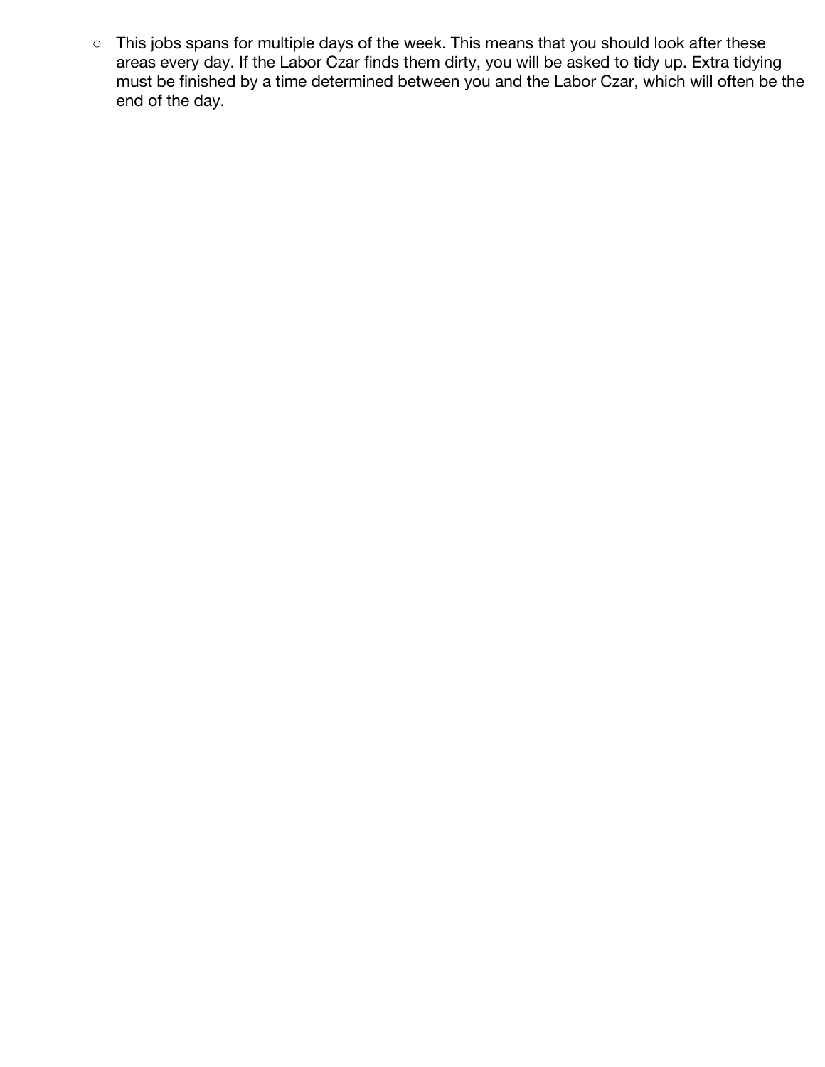- This jobs spans for multiple days of the week. This means that you should look after these areas every day. If the Labor Czar finds them dirty, you will be asked to tidy up. Extra tidying must be finished by a time determined between you and the Labor Czar, which will often be the end of the day.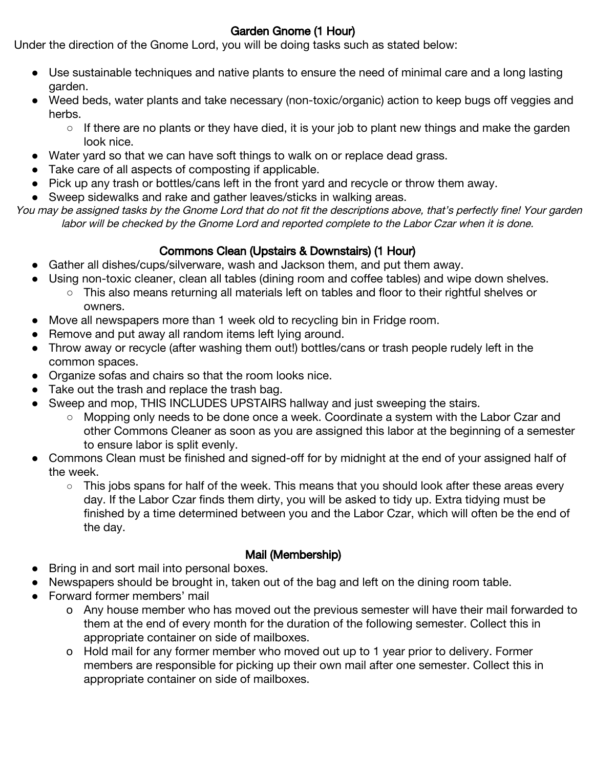## Garden Gnome (1 Hour)

Under the direction of the Gnome Lord, you will be doing tasks such as stated below:

- Use sustainable techniques and native plants to ensure the need of minimal care and a long lasting garden.
- Weed beds, water plants and take necessary (non-toxic/organic) action to keep bugs off veggies and herbs.
  - If there are no plants or they have died, it is your job to plant new things and make the garden look nice.
- Water yard so that we can have soft things to walk on or replace dead grass.
- Take care of all aspects of composting if applicable.
- Pick up any trash or bottles/cans left in the front yard and recycle or throw them away.
- Sweep sidewalks and rake and gather leaves/sticks in walking areas.

*You may be assigned tasks by the Gnome Lord that do not fit the descriptions above, that's perfectly fine! Your garden labor will be checked by the Gnome Lord and reported complete to the Labor Czar when it is done.*

## Commons Clean (Upstairs & Downstairs) (1 Hour)

- Gather all dishes/cups/silverware, wash and Jackson them, and put them away.
- Using non-toxic cleaner, clean all tables (dining room and coffee tables) and wipe down shelves.
  - This also means returning all materials left on tables and floor to their rightful shelves or owners.
- Move all newspapers more than 1 week old to recycling bin in Fridge room.
- Remove and put away all random items left lying around.
- Throw away or recycle (after washing them out!) bottles/cans or trash people rudely left in the common spaces.
- Organize sofas and chairs so that the room looks nice.
- Take out the trash and replace the trash bag.
- Sweep and mop, THIS INCLUDES UPSTAIRS hallway and just sweeping the stairs.
  - Mopping only needs to be done once a week. Coordinate a system with the Labor Czar and other Commons Cleaner as soon as you are assigned this labor at the beginning of a semester to ensure labor is split evenly.
- Commons Clean must be finished and signed-off for by midnight at the end of your assigned half of the week.
  - This jobs spans for half of the week. This means that you should look after these areas every day. If the Labor Czar finds them dirty, you will be asked to tidy up. Extra tidying must be finished by a time determined between you and the Labor Czar, which will often be the end of the day.

## Mail (Membership)

- Bring in and sort mail into personal boxes.
- Newspapers should be brought in, taken out of the bag and left on the dining room table.
- Forward former members' mail
  - Any house member who has moved out the previous semester will have their mail forwarded to them at the end of every month for the duration of the following semester. Collect this in appropriate container on side of mailboxes.
  - Hold mail for any former member who moved out up to 1 year prior to delivery. Former members are responsible for picking up their own mail after one semester. Collect this in appropriate container on side of mailboxes.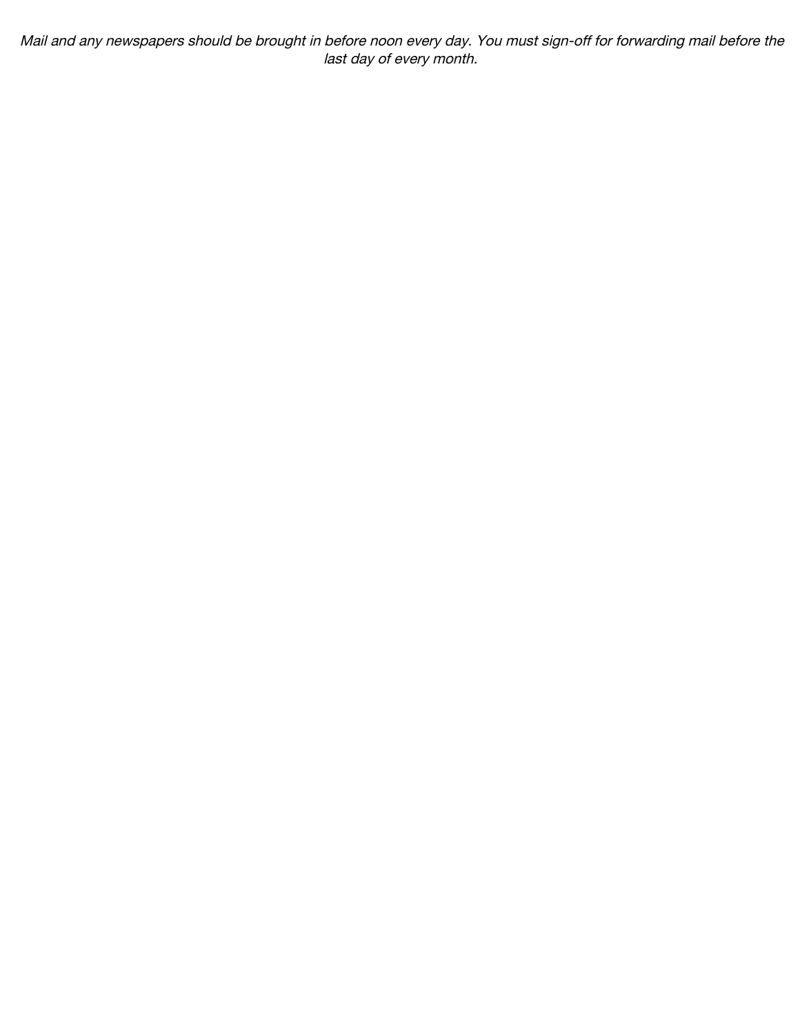*Mail and any newspapers should be brought in before noon every day. You must sign-off for forwarding mail before the last day of every month.*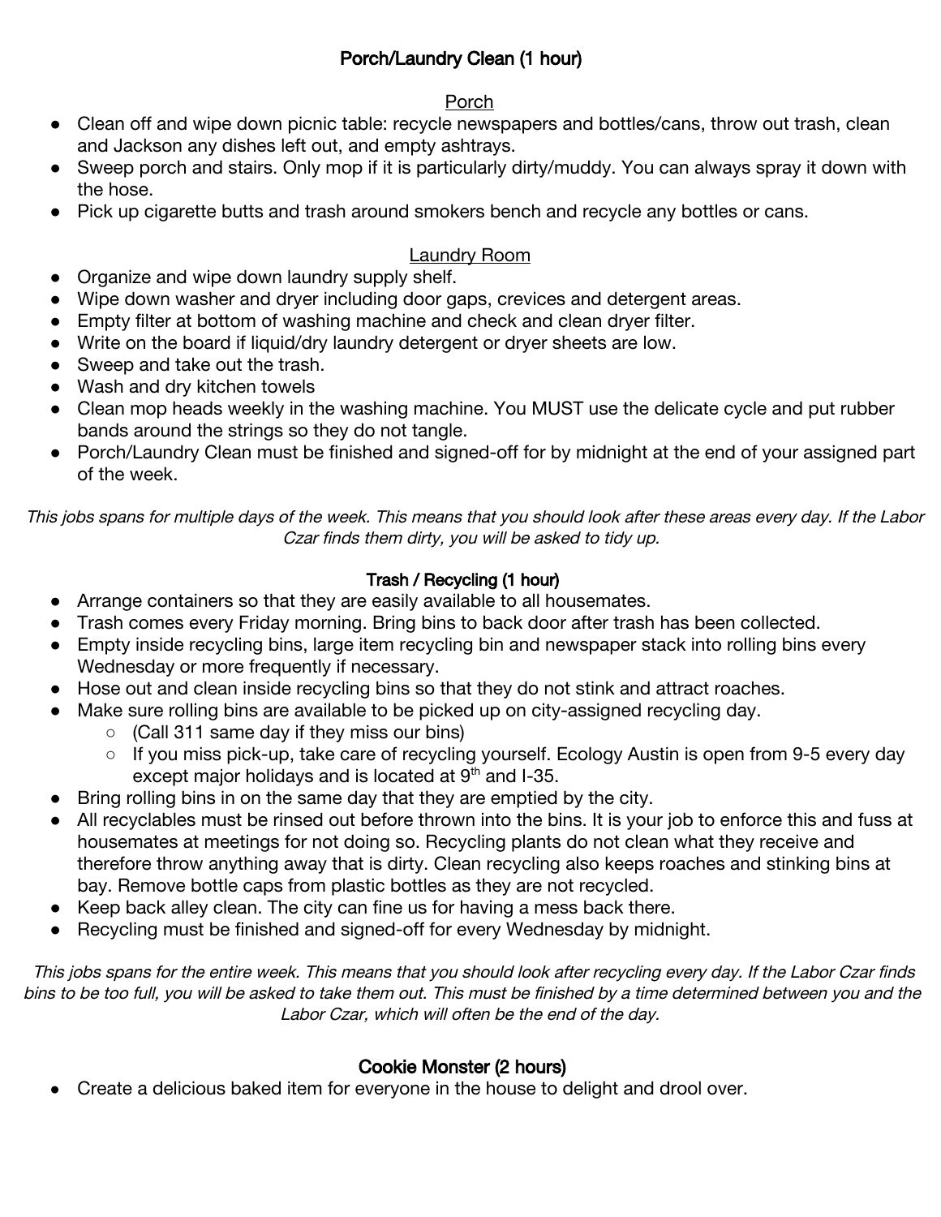## Porch/Laundry Clean (1 hour)

### Porch

- Clean off and wipe down picnic table: recycle newspapers and bottles/cans, throw out trash, clean and Jackson any dishes left out, and empty ashtrays.
- Sweep porch and stairs. Only mop if it is particularly dirty/muddy. You can always spray it down with the hose.
- Pick up cigarette butts and trash around smokers bench and recycle any bottles or cans.

### Laundry Room

- Organize and wipe down laundry supply shelf.
- Wipe down washer and dryer including door gaps, crevices and detergent areas.
- Empty filter at bottom of washing machine and check and clean dryer filter.
- Write on the board if liquid/dry laundry detergent or dryer sheets are low.
- Sweep and take out the trash.
- Wash and dry kitchen towels
- Clean mop heads weekly in the washing machine. You MUST use the delicate cycle and put rubber bands around the strings so they do not tangle.
- Porch/Laundry Clean must be finished and signed-off for by midnight at the end of your assigned part of the week.

*This jobs spans for multiple days of the week. This means that you should look after these areas every day. If the Labor Czar finds them dirty, you will be asked to tidy up.*

## Trash / Recycling (1 hour)

- Arrange containers so that they are easily available to all housemates.
- Trash comes every Friday morning. Bring bins to back door after trash has been collected.
- Empty inside recycling bins, large item recycling bin and newspaper stack into rolling bins every Wednesday or more frequently if necessary.
- Hose out and clean inside recycling bins so that they do not stink and attract roaches.
- Make sure rolling bins are available to be picked up on city-assigned recycling day.
  - (Call 311 same day if they miss our bins)
  - If you miss pick-up, take care of recycling yourself. Ecology Austin is open from 9-5 every day except major holidays and is located at 9th and I-35.
- Bring rolling bins in on the same day that they are emptied by the city.
- All recyclables must be rinsed out before thrown into the bins. It is your job to enforce this and fuss at housemates at meetings for not doing so. Recycling plants do not clean what they receive and therefore throw anything away that is dirty. Clean recycling also keeps roaches and stinking bins at bay. Remove bottle caps from plastic bottles as they are not recycled.
- Keep back alley clean. The city can fine us for having a mess back there.
- Recycling must be finished and signed-off for every Wednesday by midnight.

*This jobs spans for the entire week. This means that you should look after recycling every day. If the Labor Czar finds bins to be too full, you will be asked to take them out. This must be finished by a time determined between you and the Labor Czar, which will often be the end of the day.*

## Cookie Monster (2 hours)

- Create a delicious baked item for everyone in the house to delight and drool over.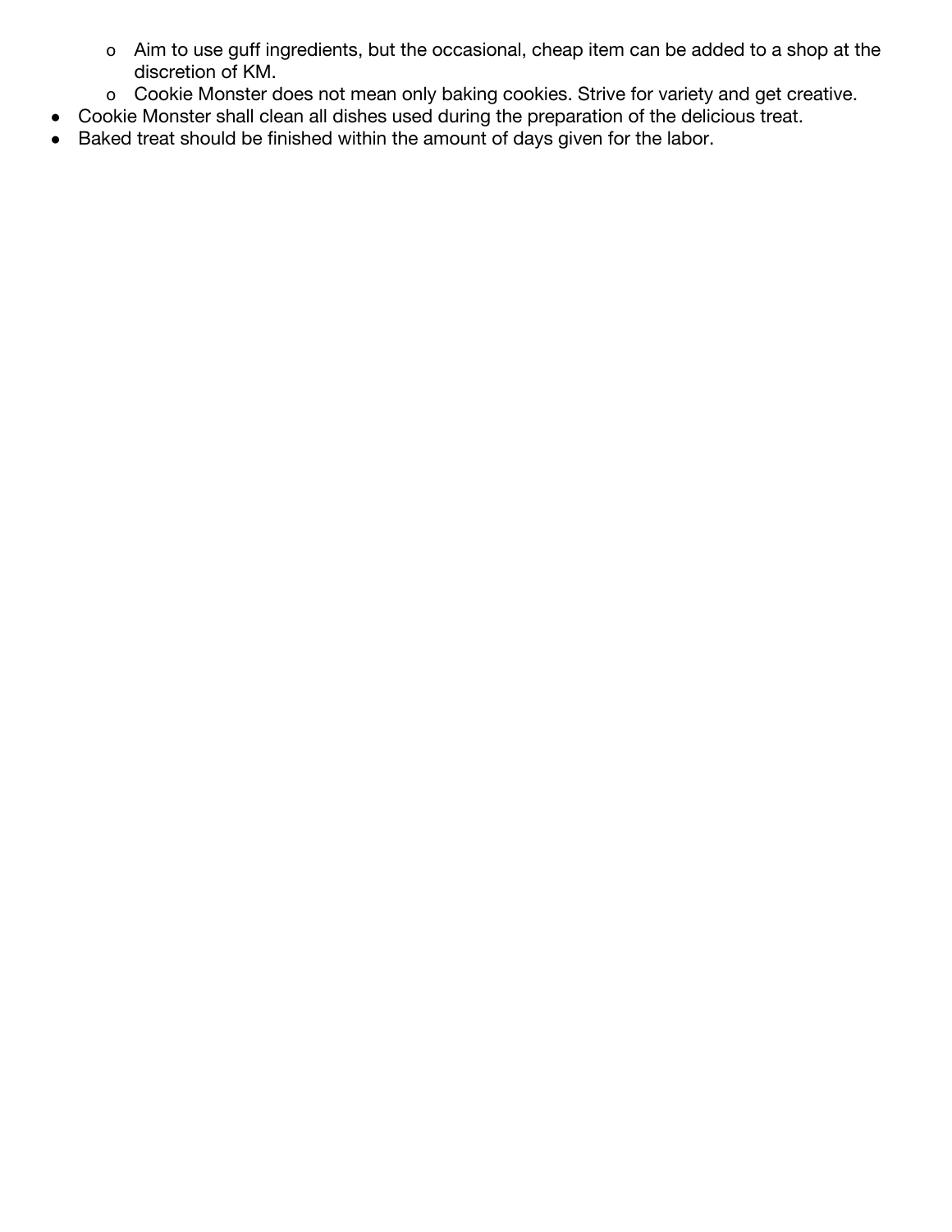- Aim to use guff ingredients, but the occasional, cheap item can be added to a shop at the discretion of KM.
    - Cookie Monster does not mean only baking cookies. Strive for variety and get creative.
- Cookie Monster shall clean all dishes used during the preparation of the delicious treat.
- Baked treat should be finished within the amount of days given for the labor.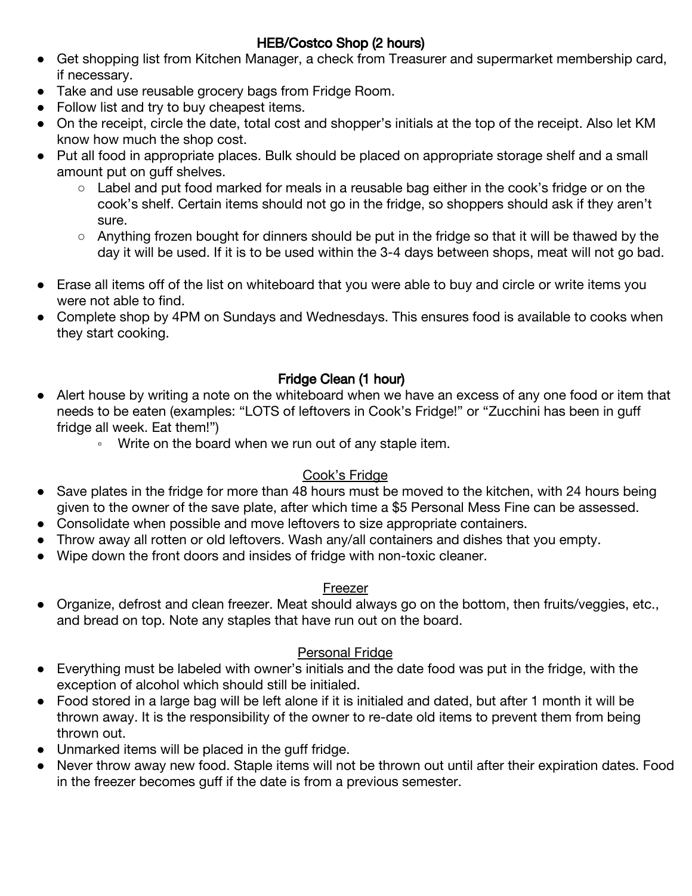## HEB/Costco Shop (2 hours)

- Get shopping list from Kitchen Manager, a check from Treasurer and supermarket membership card, if necessary.
- Take and use reusable grocery bags from Fridge Room.
- Follow list and try to buy cheapest items.
- On the receipt, circle the date, total cost and shopper's initials at the top of the receipt. Also let KM know how much the shop cost.
- Put all food in appropriate places. Bulk should be placed on appropriate storage shelf and a small amount put on guff shelves.
    - Label and put food marked for meals in a reusable bag either in the cook's fridge or on the cook's shelf. Certain items should not go in the fridge, so shoppers should ask if they aren't sure.
    - Anything frozen bought for dinners should be put in the fridge so that it will be thawed by the day it will be used. If it is to be used within the 3-4 days between shops, meat will not go bad.
- Erase all items off of the list on whiteboard that you were able to buy and circle or write items you were not able to find.
- Complete shop by 4PM on Sundays and Wednesdays. This ensures food is available to cooks when they start cooking.

## Fridge Clean (1 hour)

- Alert house by writing a note on the whiteboard when we have an excess of any one food or item that needs to be eaten (examples: "LOTS of leftovers in Cook's Fridge!" or "Zucchini has been in guff fridge all week. Eat them!")
    - Write on the board when we run out of any staple item.

### Cook's Fridge

- Save plates in the fridge for more than 48 hours must be moved to the kitchen, with 24 hours being given to the owner of the save plate, after which time a $5 Personal Mess Fine can be assessed.
- Consolidate when possible and move leftovers to size appropriate containers.
- Throw away all rotten or old leftovers. Wash any/all containers and dishes that you empty.
- Wipe down the front doors and insides of fridge with non-toxic cleaner.

### Freezer

- Organize, defrost and clean freezer. Meat should always go on the bottom, then fruits/veggies, etc., and bread on top. Note any staples that have run out on the board.

### Personal Fridge

- Everything must be labeled with owner's initials and the date food was put in the fridge, with the exception of alcohol which should still be initialed.
- Food stored in a large bag will be left alone if it is initialed and dated, but after 1 month it will be thrown away. It is the responsibility of the owner to re-date old items to prevent them from being thrown out.
- Unmarked items will be placed in the guff fridge.
- Never throw away new food. Staple items will not be thrown out until after their expiration dates. Food in the freezer becomes guff if the date is from a previous semester.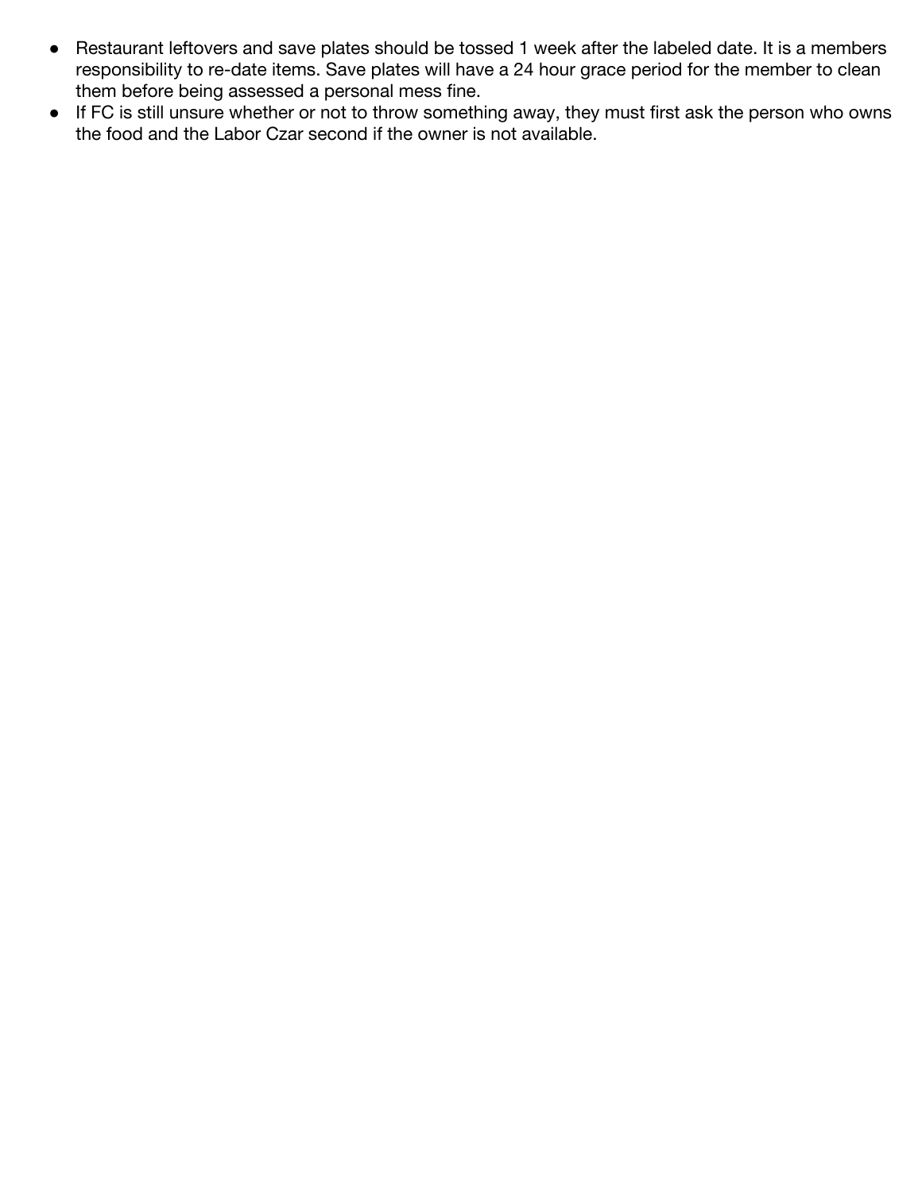- Restaurant leftovers and save plates should be tossed 1 week after the labeled date. It is a members responsibility to re-date items. Save plates will have a 24 hour grace period for the member to clean them before being assessed a personal mess fine.
- If FC is still unsure whether or not to throw something away, they must first ask the person who owns the food and the Labor Czar second if the owner is not available.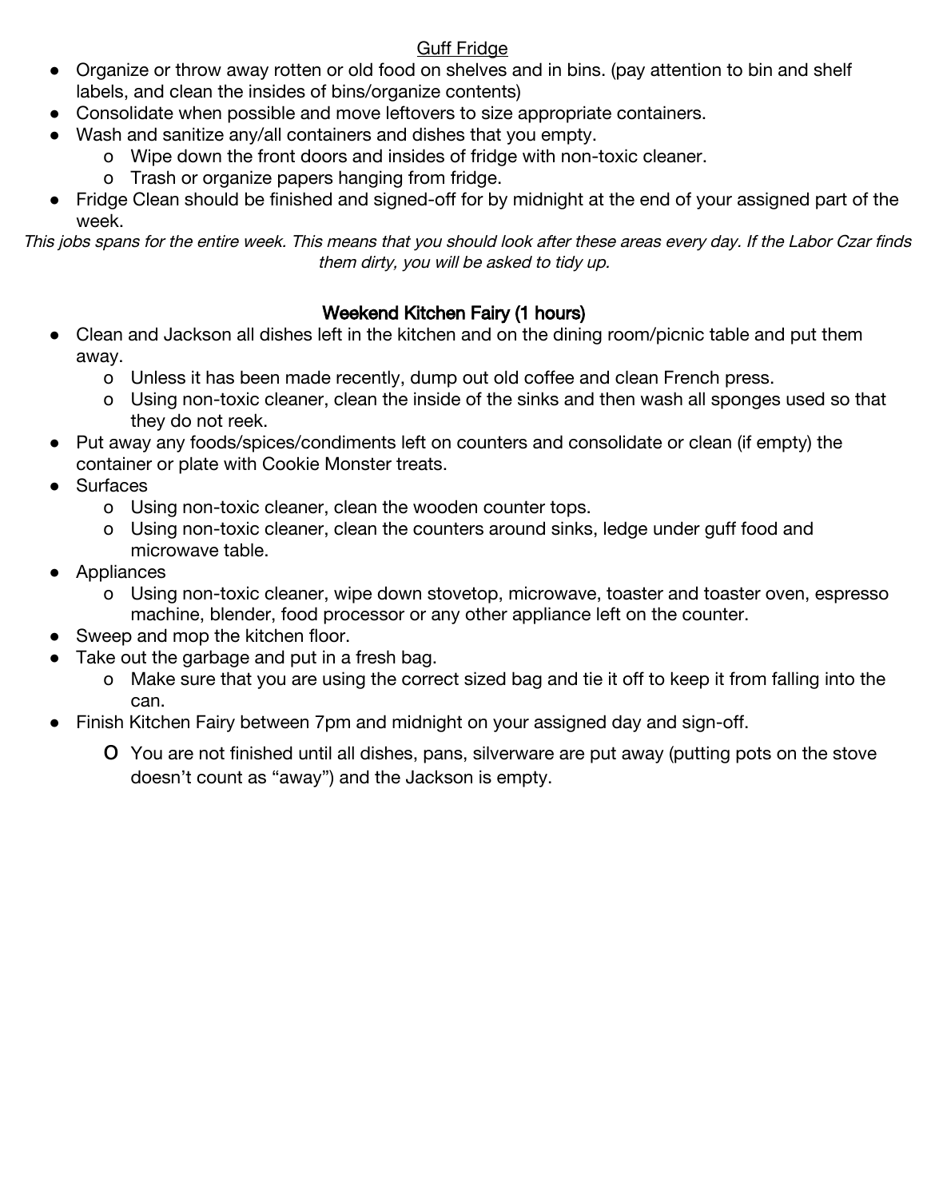<u>Guff Fridge</u>

- Organize or throw away rotten or old food on shelves and in bins. (pay attention to bin and shelf labels, and clean the insides of bins/organize contents)
- Consolidate when possible and move leftovers to size appropriate containers.
- Wash and sanitize any/all containers and dishes that you empty.
  - Wipe down the front doors and insides of fridge with non-toxic cleaner.
  - Trash or organize papers hanging from fridge.
- Fridge Clean should be finished and signed-off for by midnight at the end of your assigned part of the week.

*This jobs spans for the entire week. This means that you should look after these areas every day. If the Labor Czar finds them dirty, you will be asked to tidy up.*

### Weekend Kitchen Fairy (1 hours)

- Clean and Jackson all dishes left in the kitchen and on the dining room/picnic table and put them away.
  - Unless it has been made recently, dump out old coffee and clean French press.
  - Using non-toxic cleaner, clean the inside of the sinks and then wash all sponges used so that they do not reek.
- Put away any foods/spices/condiments left on counters and consolidate or clean (if empty) the container or plate with Cookie Monster treats.
- Surfaces
  - Using non-toxic cleaner, clean the wooden counter tops.
  - Using non-toxic cleaner, clean the counters around sinks, ledge under guff food and microwave table.
- Appliances
  - Using non-toxic cleaner, wipe down stovetop, microwave, toaster and toaster oven, espresso machine, blender, food processor or any other appliance left on the counter.
- Sweep and mop the kitchen floor.
- Take out the garbage and put in a fresh bag.
  - Make sure that you are using the correct sized bag and tie it off to keep it from falling into the can.
- Finish Kitchen Fairy between 7pm and midnight on your assigned day and sign-off.
  - You are not finished until all dishes, pans, silverware are put away (putting pots on the stove doesn't count as "away") and the Jackson is empty.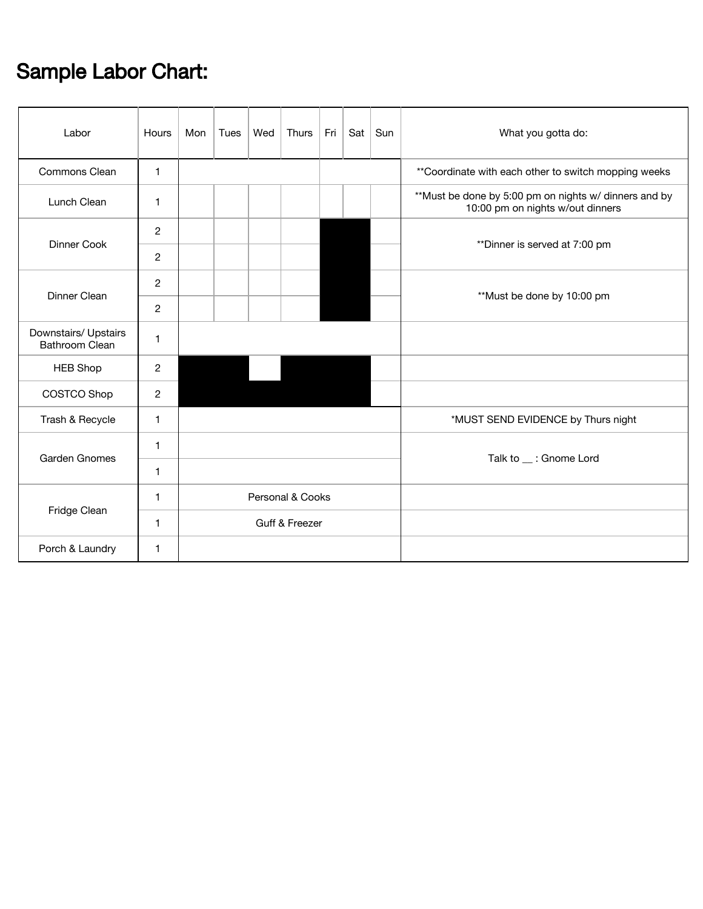# Sample Labor Chart:

| Labor | Hours | Mon | Tues | Wed | Thurs | Fri | Sat | Sun | What you gotta do: |
|---|---|---|---|---|---|---|---|---|---|
| Commons Clean | 1 | | | | | | | | **Coordinate with each other to switch mopping weeks |
| Lunch Clean | 1 | | | | | | | | **Must be done by 5:00 pm on nights w/ dinners and by 10:00 pm on nights w/out dinners |
| Dinner Cook | 2 | | | | | | | | **Dinner is served at 7:00 pm |
| | 2 | | | | | | | | |
| Dinner Clean | 2 | | | | | | | | **Must be done by 10:00 pm |
| | 2 | | | | | | | | |
| Downstairs/ Upstairs Bathroom Clean | 1 | | | | | | | | |
| HEB Shop | 2 | | | | | | | | |
| COSTCO Shop | 2 | | | | | | | | |
| Trash & Recycle | 1 | | | | | | | | *MUST SEND EVIDENCE by Thurs night |
| Garden Gnomes | 1 | | | | | | | | Talk to __ : Gnome Lord |
| | 1 | | | | | | | | |
| Fridge Clean | 1 | Personal & Cooks | | | | | | | |
| | 1 | Guff & Freezer | | | | | | | |
| Porch & Laundry | 1 | | | | | | | | |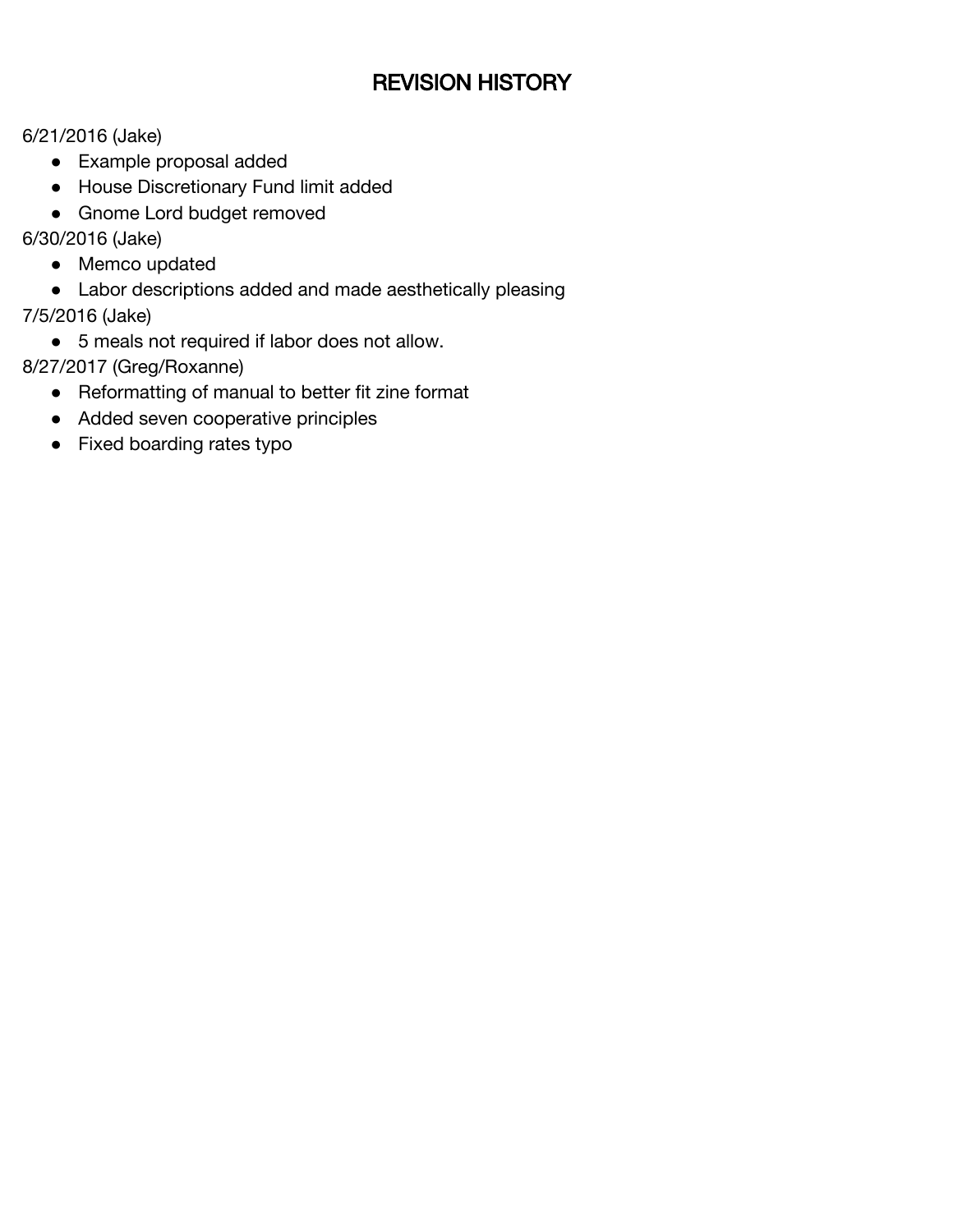# REVISION HISTORY

6/21/2016 (Jake)

- Example proposal added
- House Discretionary Fund limit added
- Gnome Lord budget removed

6/30/2016 (Jake)

- Memco updated
- Labor descriptions added and made aesthetically pleasing

7/5/2016 (Jake)

- 5 meals not required if labor does not allow.

8/27/2017 (Greg/Roxanne)

- Reformatting of manual to better fit zine format
- Added seven cooperative principles
- Fixed boarding rates typo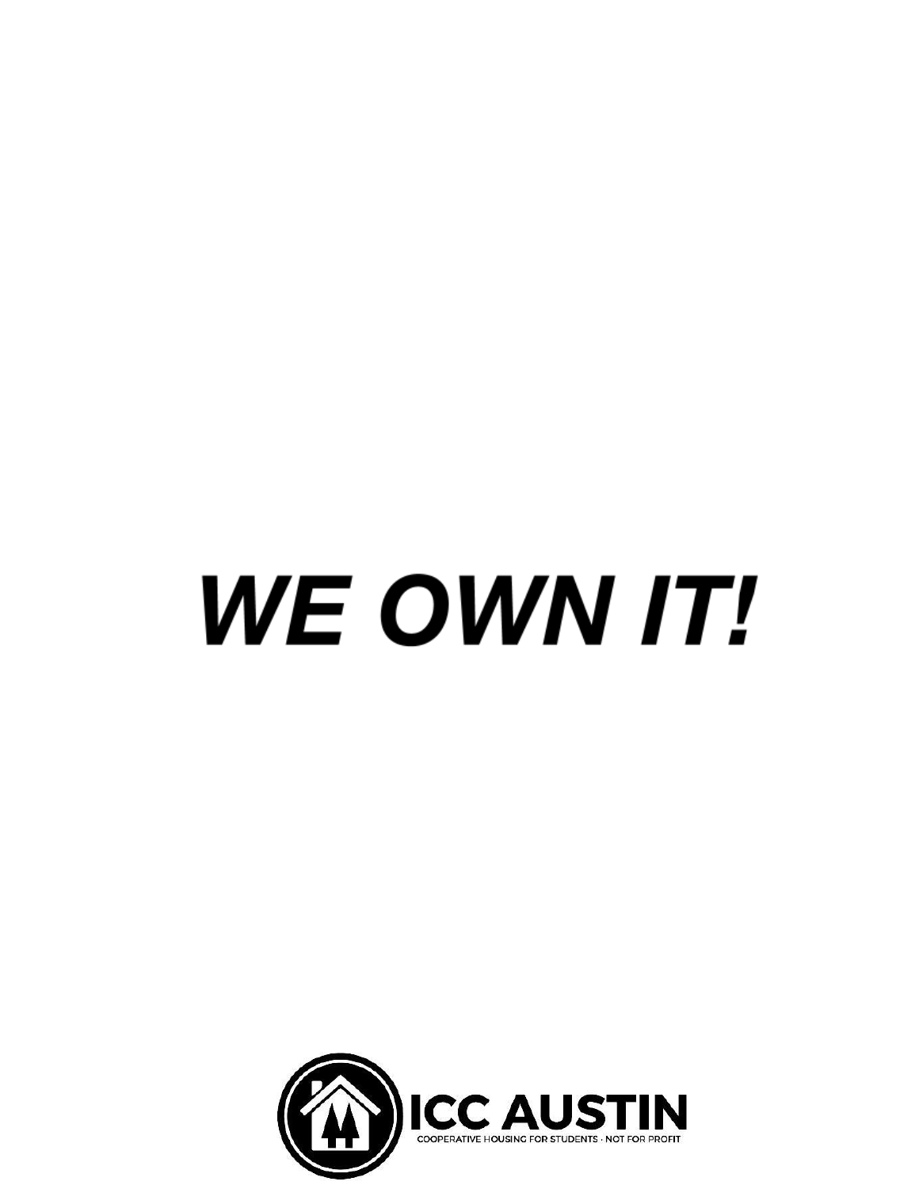# *WE OWN IT!*

ICC AUSTIN

COOPERATIVE HOUSING FOR STUDENTS · NOT FOR PROFIT